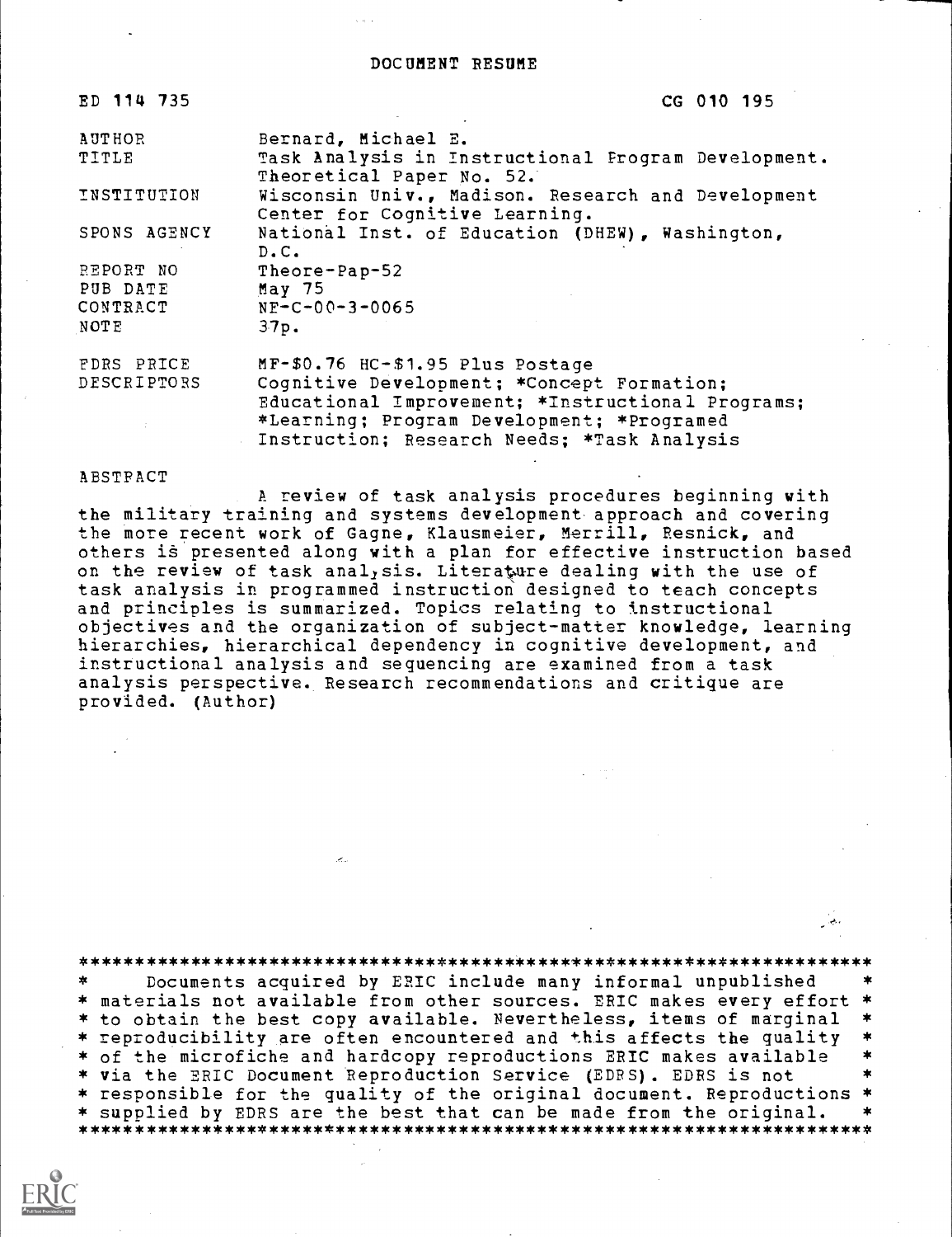# DOCUMENT RESUME

| | |
|---|---|
| ED 114 735 | CG 010 195 |
| AUTHOR | Bernard, Michael E. |
| TITLE | Task Analysis in Instructional Program Development. Theoretical Paper No. 52. |
| INSTITUTION | Wisconsin Univ., Madison. Research and Development Center for Cognitive Learning. |
| SPONS AGENCY | National Inst. of Education (DHEW), Washington, D.C. |
| REPORT NO | Theore-Pap-52 |
| PUB DATE | May 75 |
| CONTRACT | NE-C-00-3-0065 |
| NOTE | 37p. |
| EDRS PRICE | MF-$0.76 HC-$1.95 Plus Postage |
| DESCRIPTORS | Cognitive Development; *Concept Formation; Educational Improvement; *Instructional Programs; *Learning; Program Development; *Programed Instruction; Research Needs; *Task Analysis |

ABSTRACT

A review of task analysis procedures beginning with the military training and systems development approach and covering the more recent work of Gagne, Klausmeier, Merrill, Resnick, and others is presented along with a plan for effective instruction based on the review of task analysis. Literature dealing with the use of task analysis in programmed instruction designed to teach concepts and principles is summarized. Topics relating to instructional objectives and the organization of subject-matter knowledge, learning hierarchies, hierarchical dependency in cognitive development, and instructional analysis and sequencing are examined from a task analysis perspective. Research recommendations and critique are provided. (Author)

Documents acquired by ERIC include many informal unpublished materials not available from other sources. ERIC makes every effort to obtain the best copy available. Nevertheless, items of marginal reproducibility are often encountered and this affects the quality of the microfiche and hardcopy reproductions ERIC makes available via the ERIC Document Reproduction Service (EDRS). EDRS is not responsible for the quality of the original document. Reproductions supplied by EDRS are the best that can be made from the original.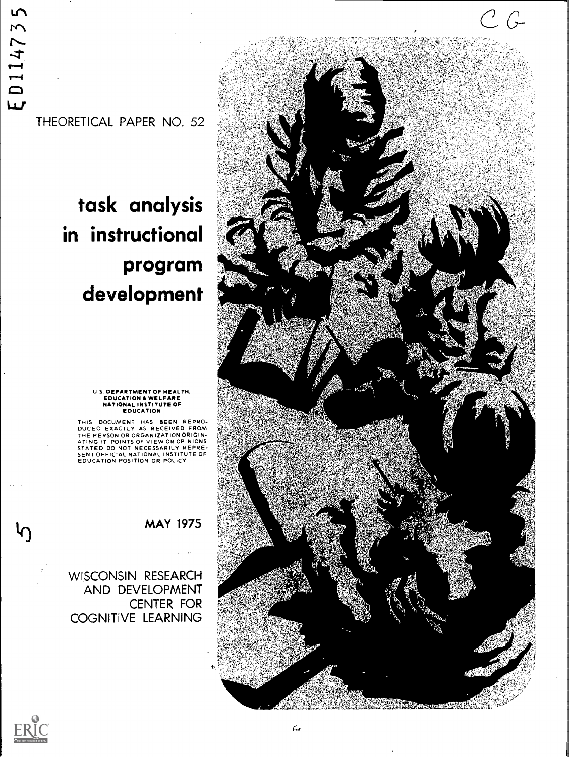ED114735

THEORETICAL PAPER NO. 52

# task analysis in instructional program development

U.S. DEPARTMENT OF HEALTH, EDUCATION & WELFARE
NATIONAL INSTITUTE OF EDUCATION

THIS DOCUMENT HAS BEEN REPRODUCED EXACTLY AS RECEIVED FROM THE PERSON OR ORGANIZATION ORIGINATING IT. POINTS OF VIEW OR OPINIONS STATED DO NOT NECESSARILY REPRESENT OFFICIAL NATIONAL INSTITUTE OF EDUCATION POSITION OR POLICY

MAY 1975

WISCONSIN RESEARCH AND DEVELOPMENT CENTER FOR COGNITIVE LEARNING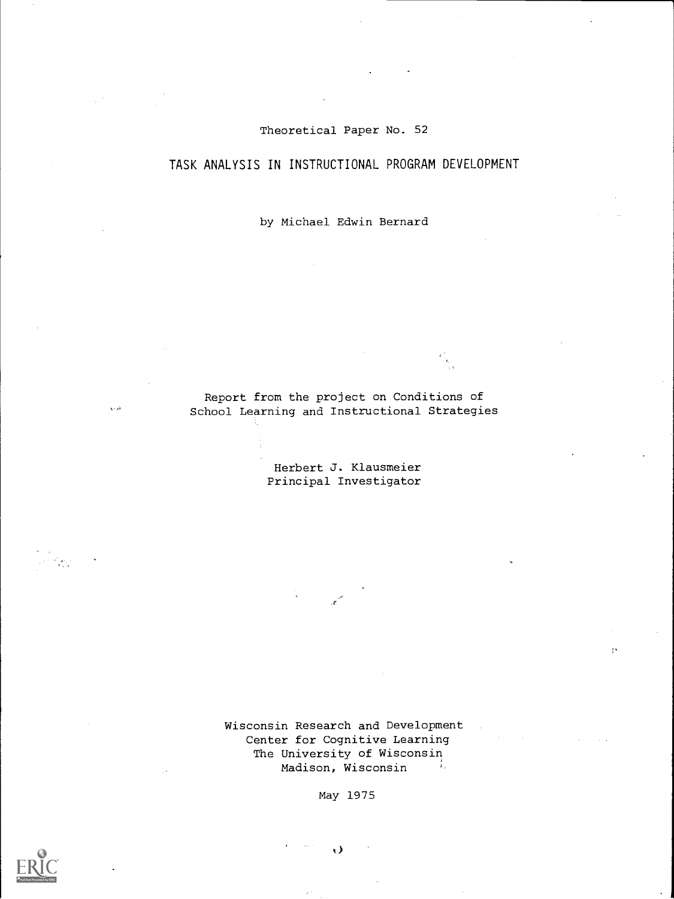Theoretical Paper No. 52

# TASK ANALYSIS IN INSTRUCTIONAL PROGRAM DEVELOPMENT

by Michael Edwin Bernard

Report from the project on Conditions of School Learning and Instructional Strategies

Herbert J. Klausmeier
Principal Investigator

Wisconsin Research and Development
Center for Cognitive Learning
The University of Wisconsin
Madison, Wisconsin

May 1975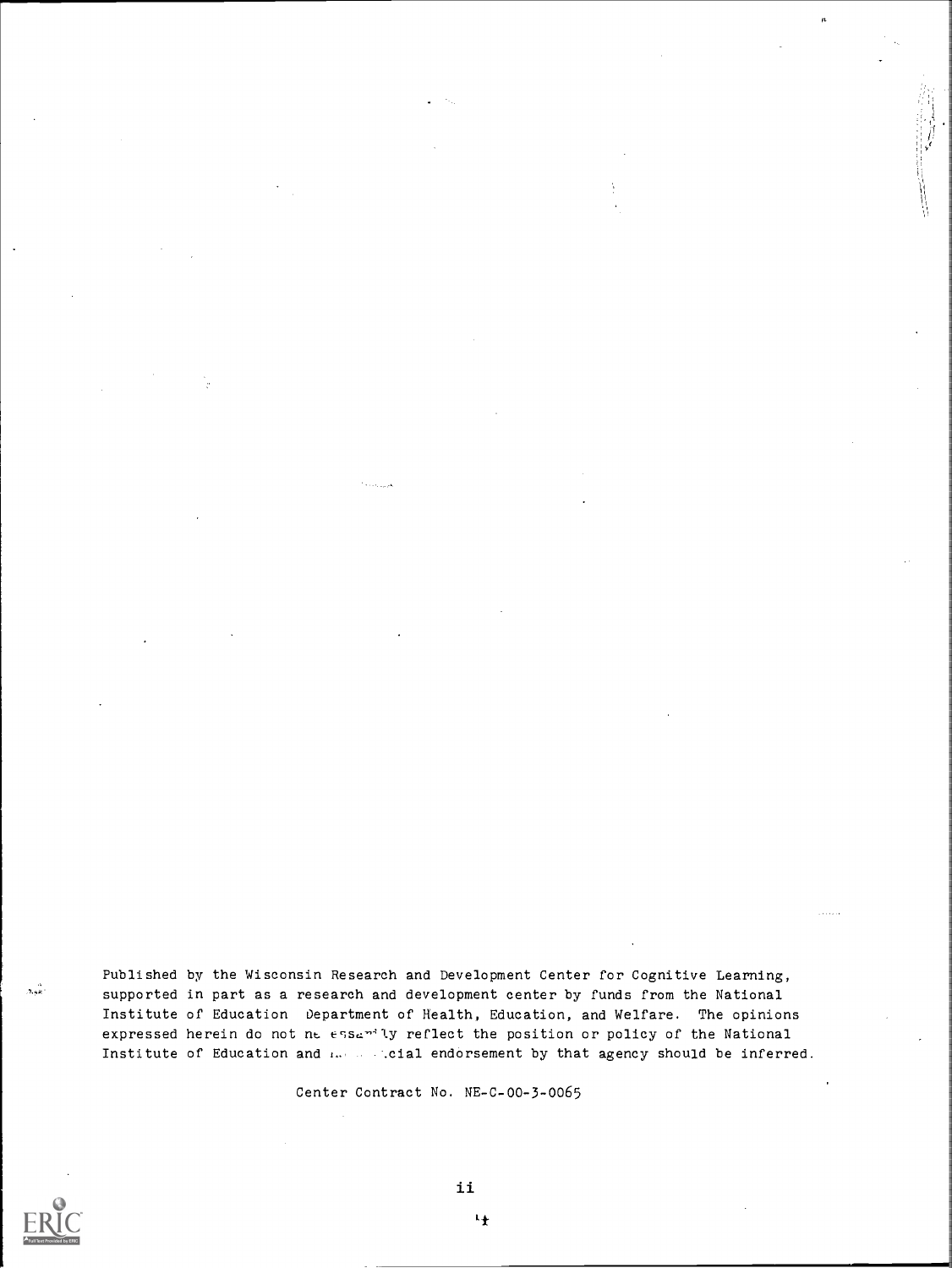Published by the Wisconsin Research and Development Center for Cognitive Learning, supported in part as a research and development center by funds from the National Institute of Education Department of Health, Education, and Welfare. The opinions expressed herein do not ne essa ily reflect the position or policy of the National Institute of Education and ... .cial endorsement by that agency should be inferred.

Center Contract No. NE-C-00-3-0065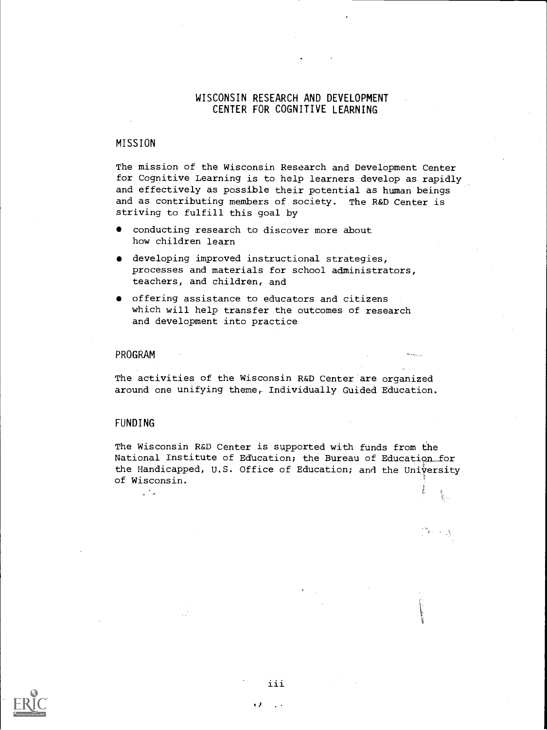# WISCONSIN RESEARCH AND DEVELOPMENT CENTER FOR COGNITIVE LEARNING

## MISSION

The mission of the Wisconsin Research and Development Center for Cognitive Learning is to help learners develop as rapidly and effectively as possible their potential as human beings and as contributing members of society. The R&D Center is striving to fulfill this goal by

- conducting research to discover more about how children learn
- developing improved instructional strategies, processes and materials for school administrators, teachers, and children, and
- offering assistance to educators and citizens which will help transfer the outcomes of research and development into practice

## PROGRAM

The activities of the Wisconsin R&D Center are organized around one unifying theme, Individually Guided Education.

## FUNDING

The Wisconsin R&D Center is supported with funds from the National Institute of Education; the Bureau of Education for the Handicapped, U.S. Office of Education; and the University of Wisconsin.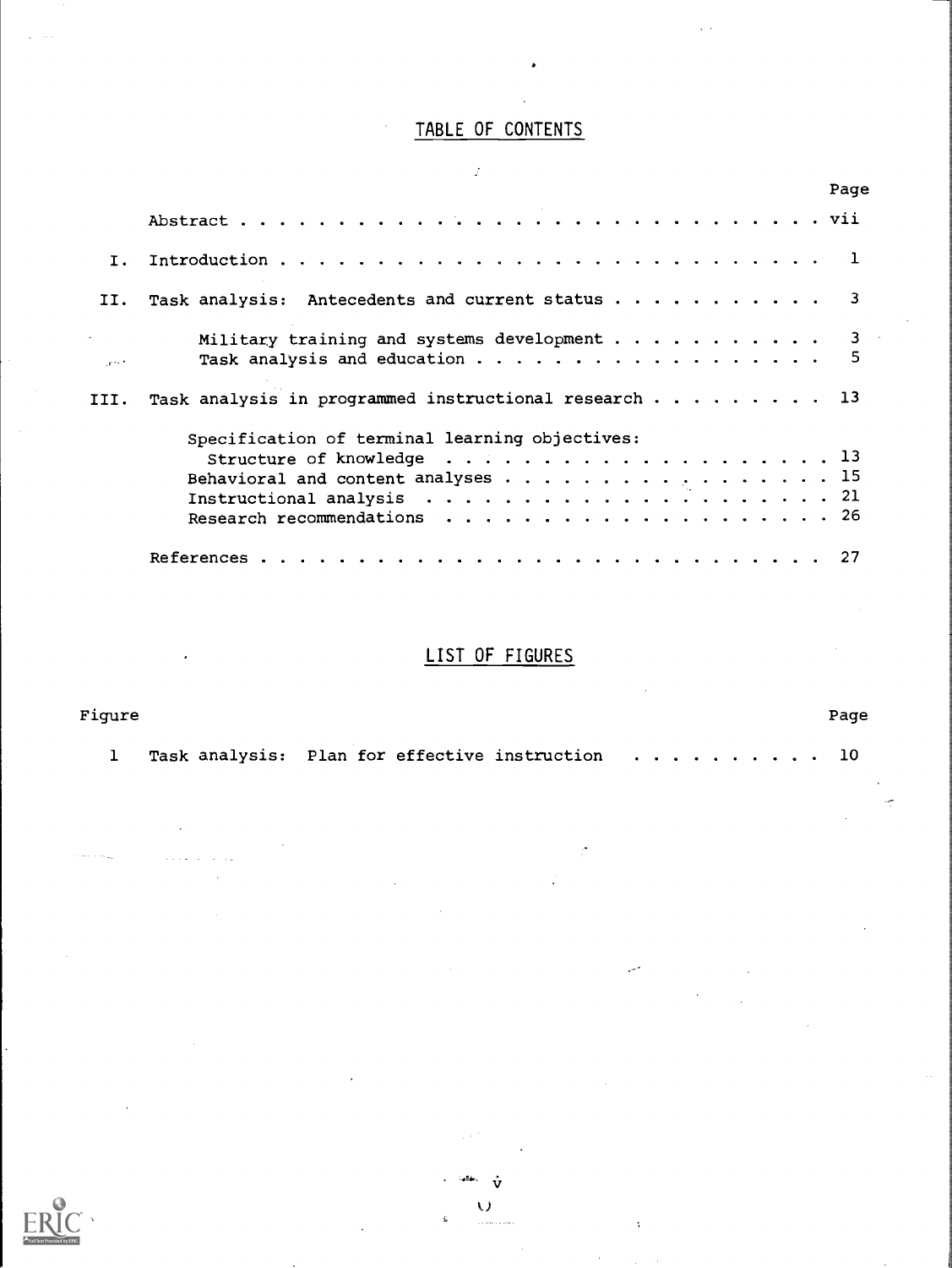# TABLE OF CONTENTS

| | | Page |
|---|---|---|
| | Abstract | vii |
| I. | Introduction | 1 |
| II. | Task analysis: Antecedents and current status | 3 |
| | Military training and systems development | 3 |
| | Task analysis and education | 5 |
| III. | Task analysis in programmed instructional research | 13 |
| | Specification of terminal learning objectives: Structure of knowledge | 13 |
| | Behavioral and content analyses | 15 |
| | Instructional analysis | 21 |
| | Research recommendations | 26 |
| | References | 27 |

# LIST OF FIGURES

| Figure | | Page |
|---|---|---|
| 1 | Task analysis: Plan for effective instruction | 10 |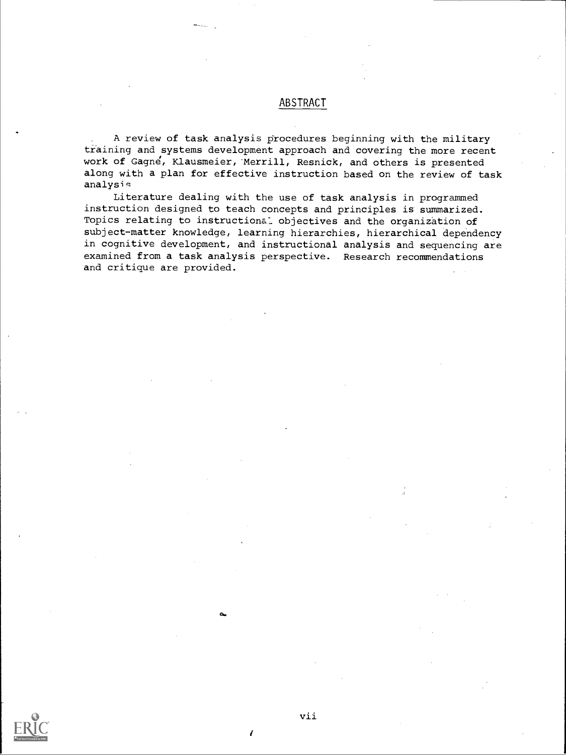# ABSTRACT

A review of task analysis procedures beginning with the military training and systems development approach and covering the more recent work of Gagné, Klausmeier, Merrill, Resnick, and others is presented along with a plan for effective instruction based on the review of task analysis.

Literature dealing with the use of task analysis in programmed instruction designed to teach concepts and principles is summarized. Topics relating to instructional objectives and the organization of subject-matter knowledge, learning hierarchies, hierarchical dependency in cognitive development, and instructional analysis and sequencing are examined from a task analysis perspective. Research recommendations and critique are provided.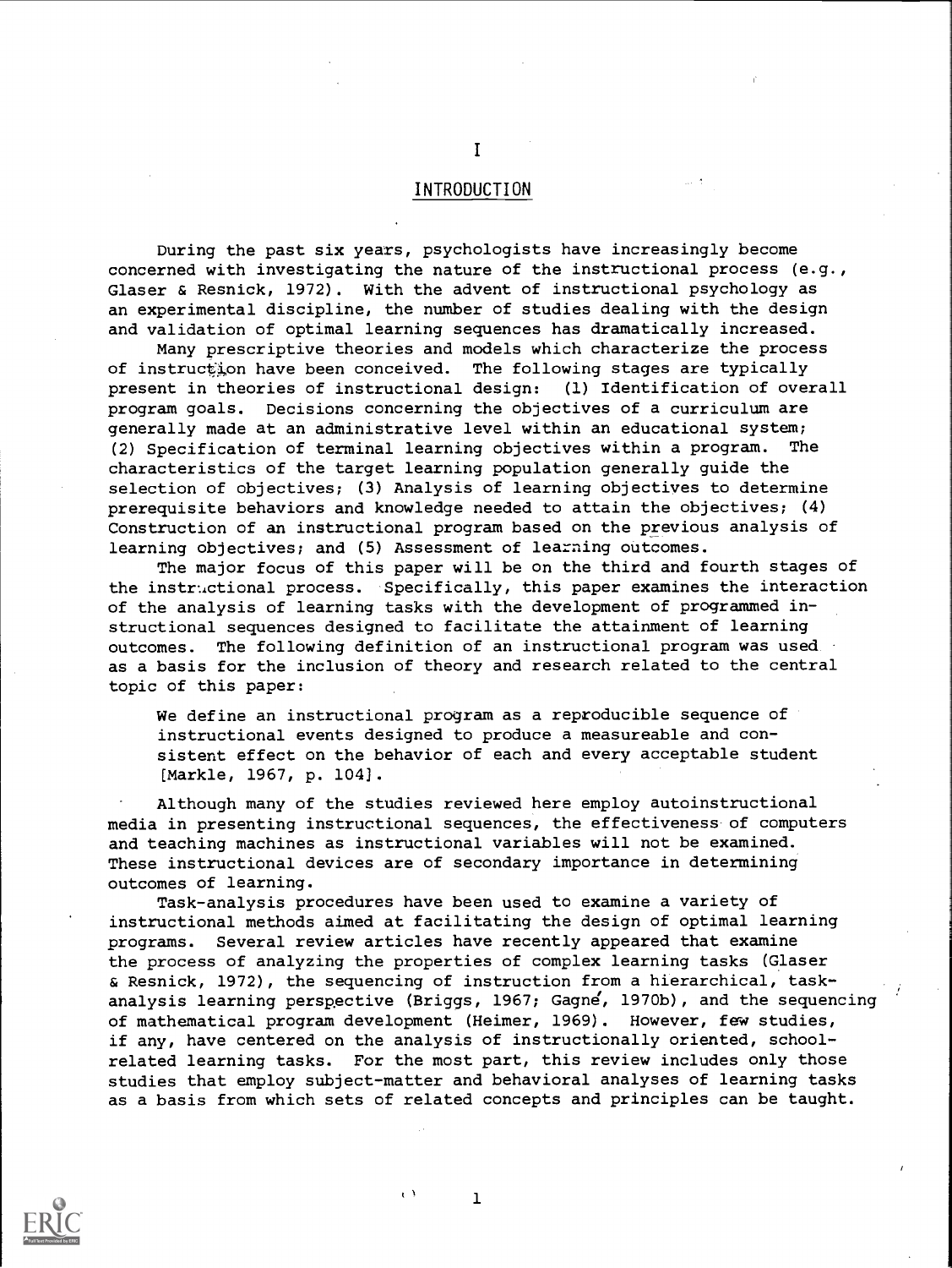# I

# INTRODUCTION

During the past six years, psychologists have increasingly become concerned with investigating the nature of the instructional process (e.g., Glaser & Resnick, 1972). With the advent of instructional psychology as an experimental discipline, the number of studies dealing with the design and validation of optimal learning sequences has dramatically increased.

Many prescriptive theories and models which characterize the process of instruction have been conceived. The following stages are typically present in theories of instructional design: (1) Identification of overall program goals. Decisions concerning the objectives of a curriculum are generally made at an administrative level within an educational system; (2) Specification of terminal learning objectives within a program. The characteristics of the target learning population generally guide the selection of objectives; (3) Analysis of learning objectives to determine prerequisite behaviors and knowledge needed to attain the objectives; (4) Construction of an instructional program based on the previous analysis of learning objectives; and (5) Assessment of learning outcomes.

The major focus of this paper will be on the third and fourth stages of the instructional process. Specifically, this paper examines the interaction of the analysis of learning tasks with the development of programmed instructional sequences designed to facilitate the attainment of learning outcomes. The following definition of an instructional program was used as a basis for the inclusion of theory and research related to the central topic of this paper:

> We define an instructional program as a reproducible sequence of instructional events designed to produce a measureable and consistent effect on the behavior of each and every acceptable student [Markle, 1967, p. 104].

Although many of the studies reviewed here employ autoinstructional media in presenting instructional sequences, the effectiveness of computers and teaching machines as instructional variables will not be examined. These instructional devices are of secondary importance in determining outcomes of learning.

Task-analysis procedures have been used to examine a variety of instructional methods aimed at facilitating the design of optimal learning programs. Several review articles have recently appeared that examine the process of analyzing the properties of complex learning tasks (Glaser & Resnick, 1972), the sequencing of instruction from a hierarchical, task-analysis learning perspective (Briggs, 1967; Gagné, 1970b), and the sequencing of mathematical program development (Heimer, 1969). However, few studies, if any, have centered on the analysis of instructionally oriented, school-related learning tasks. For the most part, this review includes only those studies that employ subject-matter and behavioral analyses of learning tasks as a basis from which sets of related concepts and principles can be taught.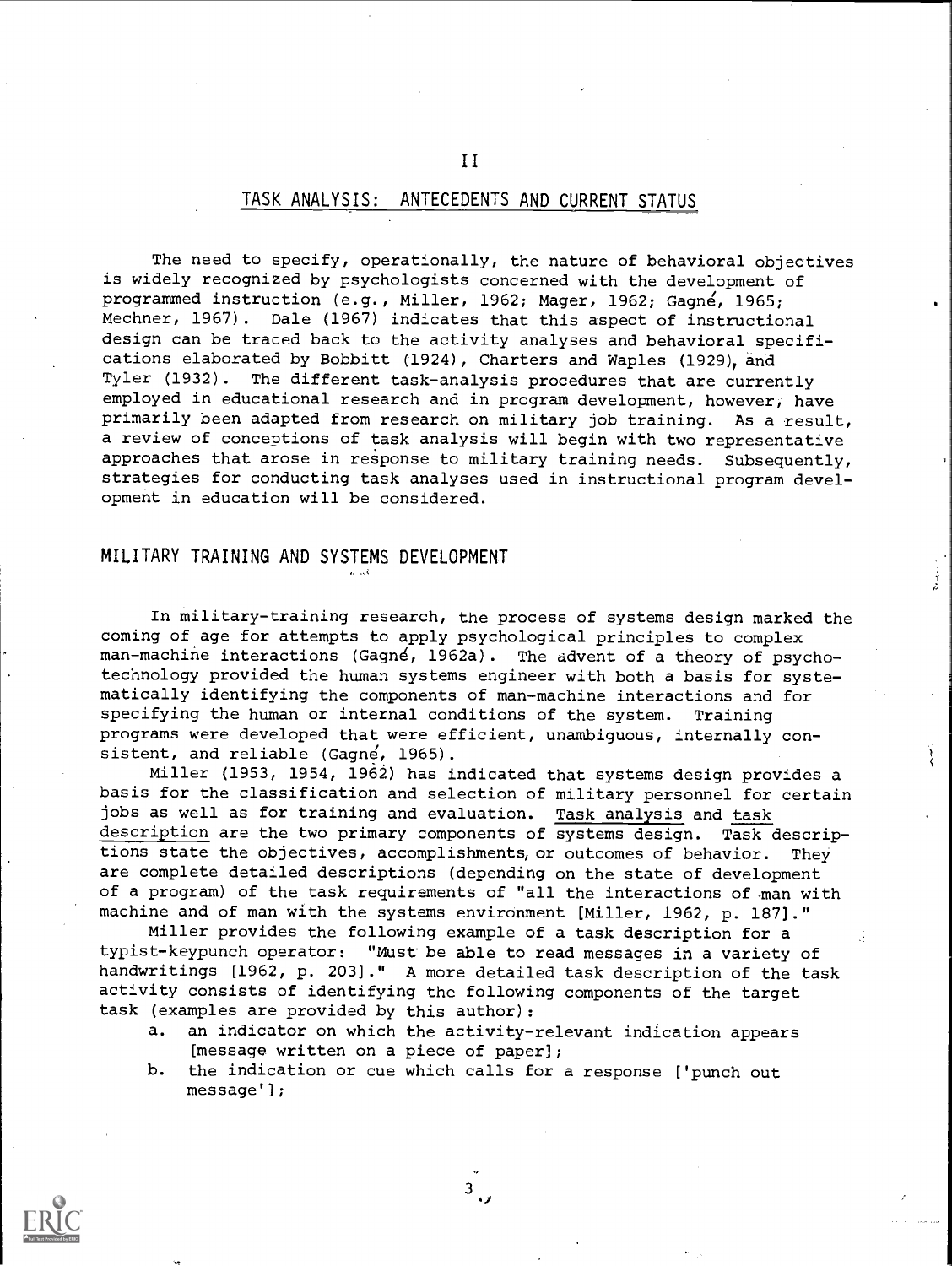## II

## TASK ANALYSIS: ANTECEDENTS AND CURRENT STATUS

The need to specify, operationally, the nature of behavioral objectives is widely recognized by psychologists concerned with the development of programmed instruction (e.g., Miller, 1962; Mager, 1962; Gagné, 1965; Mechner, 1967). Dale (1967) indicates that this aspect of instructional design can be traced back to the activity analyses and behavioral specifications elaborated by Bobbitt (1924), Charters and Waples (1929), and Tyler (1932). The different task-analysis procedures that are currently employed in educational research and in program development, however, have primarily been adapted from research on military job training. As a result, a review of conceptions of task analysis will begin with two representative approaches that arose in response to military training needs. Subsequently, strategies for conducting task analyses used in instructional program development in education will be considered.

### MILITARY TRAINING AND SYSTEMS DEVELOPMENT

In military-training research, the process of systems design marked the coming of age for attempts to apply psychological principles to complex man-machine interactions (Gagné, 1962a). The advent of a theory of psychotechnology provided the human systems engineer with both a basis for systematically identifying the components of man-machine interactions and for specifying the human or internal conditions of the system. Training programs were developed that were efficient, unambiguous, internally consistent, and reliable (Gagné, 1965).

Miller (1953, 1954, 1962) has indicated that systems design provides a basis for the classification and selection of military personnel for certain jobs as well as for training and evaluation. Task analysis and task description are the two primary components of systems design. Task descriptions state the objectives, accomplishments, or outcomes of behavior. They are complete detailed descriptions (depending on the state of development of a program) of the task requirements of "all the interactions of man with machine and of man with the systems environment [Miller, 1962, p. 187]."

Miller provides the following example of a task description for a typist-keypunch operator: "Must be able to read messages in a variety of handwritings [1962, p. 203]." A more detailed task description of the task activity consists of identifying the following components of the target task (examples are provided by this author):

a. an indicator on which the activity-relevant indication appears [message written on a piece of paper];
b. the indication or cue which calls for a response ['punch out message'];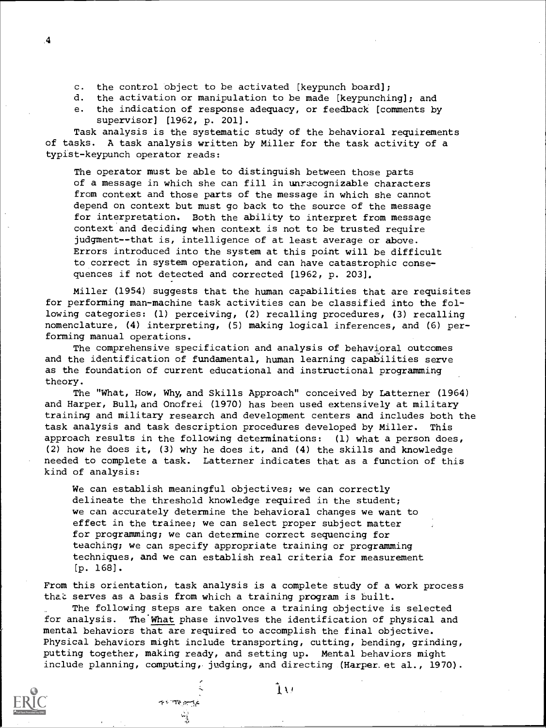c. the control object to be activated [keypunch board];
d. the activation or manipulation to be made [keypunching]; and
e. the indication of response adequacy, or feedback [comments by supervisor] [1962, p. 201].

Task analysis is the systematic study of the behavioral requirements of tasks. A task analysis written by Miller for the task activity of a typist-keypunch operator reads:

> The operator must be able to distinguish between those parts of a message in which she can fill in unrecognizable characters from context and those parts of the message in which she cannot depend on context but must go back to the source of the message for interpretation. Both the ability to interpret from message context and deciding when context is not to be trusted require judgment--that is, intelligence of at least average or above. Errors introduced into the system at this point will be difficult to correct in system operation, and can have catastrophic consequences if not detected and corrected [1962, p. 203].

Miller (1954) suggests that the human capabilities that are requisites for performing man-machine task activities can be classified into the following categories: (1) perceiving, (2) recalling procedures, (3) recalling nomenclature, (4) interpreting, (5) making logical inferences, and (6) performing manual operations.

The comprehensive specification and analysis of behavioral outcomes and the identification of fundamental, human learning capabilities serve as the foundation of current educational and instructional programming theory.

The "What, How, Why, and Skills Approach" conceived by Latterner (1964) and Harper, Bull, and Onofrei (1970) has been used extensively at military training and military research and development centers and includes both the task analysis and task description procedures developed by Miller. This approach results in the following determinations: (1) what a person does, (2) how he does it, (3) why he does it, and (4) the skills and knowledge needed to complete a task. Latterner indicates that as a function of this kind of analysis:

> We can establish meaningful objectives; we can correctly delineate the threshold knowledge required in the student; we can accurately determine the behavioral changes we want to effect in the trainee; we can select proper subject matter for programming; we can determine correct sequencing for teaching; we can specify appropriate training or programming techniques, and we can establish real criteria for measurement [p. 168].

From this orientation, task analysis is a complete study of a work process that serves as a basis from which a training program is built.

The following steps are taken once a training objective is selected for analysis. The <u>What</u> phase involves the identification of physical and mental behaviors that are required to accomplish the final objective. Physical behaviors might include transporting, cutting, bending, grinding, putting together, making ready, and setting up. Mental behaviors might include planning, computing, judging, and directing (Harper et al., 1970).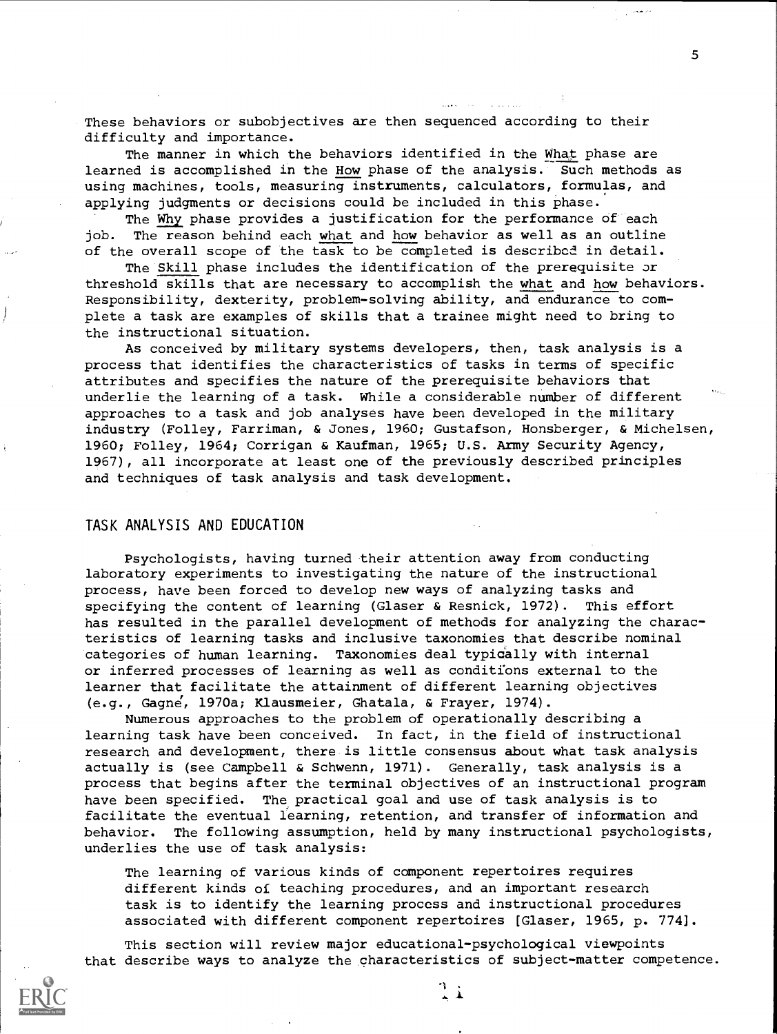These behaviors or subobjectives are then sequenced according to their difficulty and importance.

The manner in which the behaviors identified in the What phase are learned is accomplished in the How phase of the analysis. Such methods as using machines, tools, measuring instruments, calculators, formulas, and applying judgments or decisions could be included in this phase.

The Why phase provides a justification for the performance of each job. The reason behind each what and how behavior as well as an outline of the overall scope of the task to be completed is described in detail.

The Skill phase includes the identification of the prerequisite or threshold skills that are necessary to accomplish the what and how behaviors. Responsibility, dexterity, problem-solving ability, and endurance to complete a task are examples of skills that a trainee might need to bring to the instructional situation.

As conceived by military systems developers, then, task analysis is a process that identifies the characteristics of tasks in terms of specific attributes and specifies the nature of the prerequisite behaviors that underlie the learning of a task. While a considerable number of different approaches to a task and job analyses have been developed in the military industry (Folley, Farriman, & Jones, 1960; Gustafson, Honsberger, & Michelsen, 1960; Folley, 1964; Corrigan & Kaufman, 1965; U.S. Army Security Agency, 1967), all incorporate at least one of the previously described principles and techniques of task analysis and task development.

## TASK ANALYSIS AND EDUCATION

Psychologists, having turned their attention away from conducting laboratory experiments to investigating the nature of the instructional process, have been forced to develop new ways of analyzing tasks and specifying the content of learning (Glaser & Resnick, 1972). This effort has resulted in the parallel development of methods for analyzing the characteristics of learning tasks and inclusive taxonomies that describe nominal categories of human learning. Taxonomies deal typically with internal or inferred processes of learning as well as conditions external to the learner that facilitate the attainment of different learning objectives (e.g., Gagné, 1970a; Klausmeier, Ghatala, & Frayer, 1974).

Numerous approaches to the problem of operationally describing a learning task have been conceived. In fact, in the field of instructional research and development, there is little consensus about what task analysis actually is (see Campbell & Schwenn, 1971). Generally, task analysis is a process that begins after the terminal objectives of an instructional program have been specified. The practical goal and use of task analysis is to facilitate the eventual learning, retention, and transfer of information and behavior. The following assumption, held by many instructional psychologists, underlies the use of task analysis:

> The learning of various kinds of component repertoires requires different kinds of teaching procedures, and an important research task is to identify the learning process and instructional procedures associated with different component repertoires [Glaser, 1965, p. 774].

This section will review major educational-psychological viewpoints that describe ways to analyze the characteristics of subject-matter competence.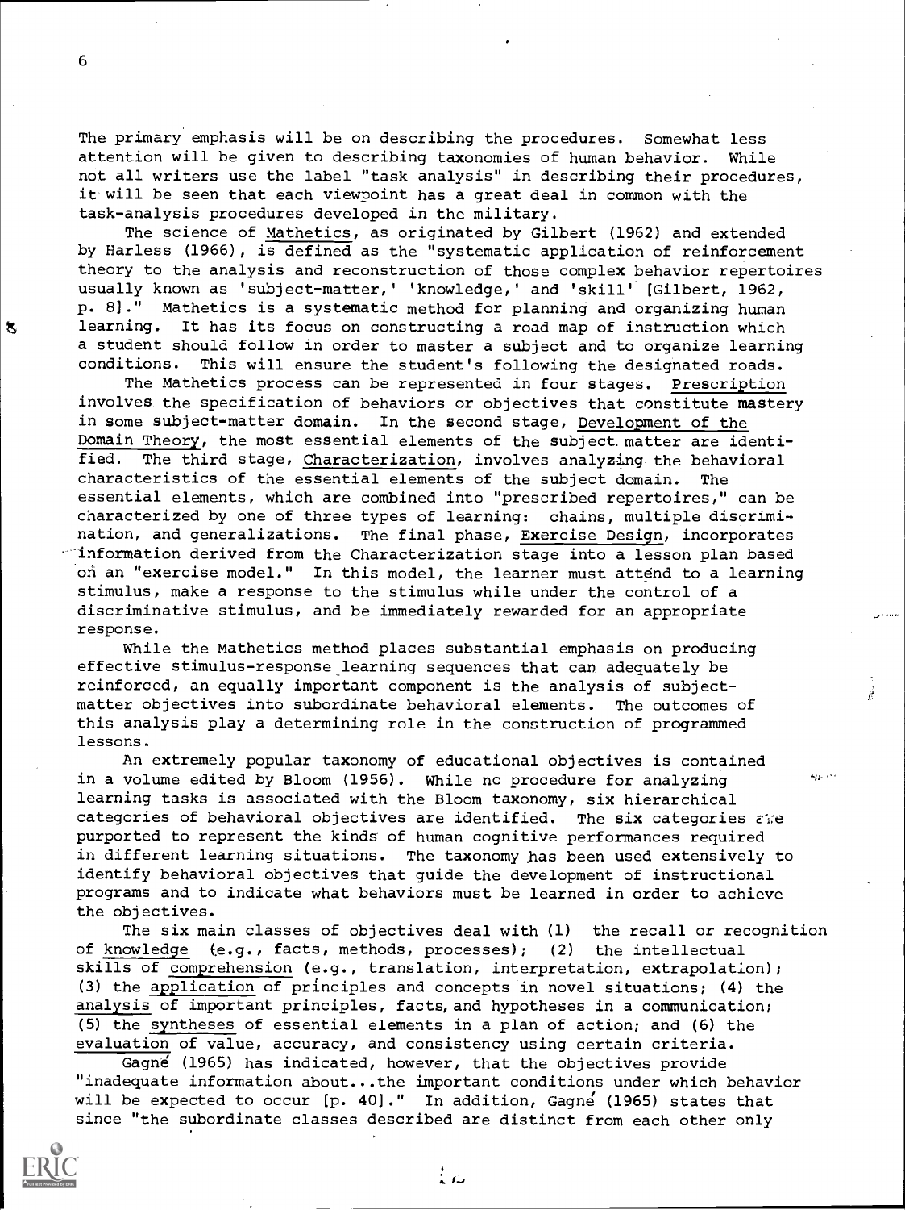The primary emphasis will be on describing the procedures. Somewhat less attention will be given to describing taxonomies of human behavior. While not all writers use the label "task analysis" in describing their procedures, it will be seen that each viewpoint has a great deal in common with the task-analysis procedures developed in the military.

The science of Mathetics, as originated by Gilbert (1962) and extended by Harless (1966), is defined as the "systematic application of reinforcement theory to the analysis and reconstruction of those complex behavior repertoires usually known as 'subject-matter,' 'knowledge,' and 'skill' [Gilbert, 1962, p. 8]." Mathetics is a systematic method for planning and organizing human learning. It has its focus on constructing a road map of instruction which a student should follow in order to master a subject and to organize learning conditions. This will ensure the student's following the designated roads.

The Mathetics process can be represented in four stages. Prescription involves the specification of behaviors or objectives that constitute mastery in some subject-matter domain. In the second stage, Development of the Domain Theory, the most essential elements of the subject matter are identified. The third stage, Characterization, involves analyzing the behavioral characteristics of the essential elements of the subject domain. The essential elements, which are combined into "prescribed repertoires," can be characterized by one of three types of learning: chains, multiple discrimination, and generalizations. The final phase, Exercise Design, incorporates information derived from the Characterization stage into a lesson plan based on an "exercise model." In this model, the learner must attend to a learning stimulus, make a response to the stimulus while under the control of a discriminative stimulus, and be immediately rewarded for an appropriate response.

While the Mathetics method places substantial emphasis on producing effective stimulus-response learning sequences that can adequately be reinforced, an equally important component is the analysis of subject-matter objectives into subordinate behavioral elements. The outcomes of this analysis play a determining role in the construction of programmed lessons.

An extremely popular taxonomy of educational objectives is contained in a volume edited by Bloom (1956). While no procedure for analyzing learning tasks is associated with the Bloom taxonomy, six hierarchical categories of behavioral objectives are identified. The six categories are purported to represent the kinds of human cognitive performances required in different learning situations. The taxonomy has been used extensively to identify behavioral objectives that guide the development of instructional programs and to indicate what behaviors must be learned in order to achieve the objectives.

The six main classes of objectives deal with (1) the recall or recognition of knowledge (e.g., facts, methods, processes); (2) the intellectual skills of comprehension (e.g., translation, interpretation, extrapolation); (3) the application of principles and concepts in novel situations; (4) the analysis of important principles, facts, and hypotheses in a communication; (5) the syntheses of essential elements in a plan of action; and (6) the evaluation of value, accuracy, and consistency using certain criteria.

Gagné (1965) has indicated, however, that the objectives provide "inadequate information about...the important conditions under which behavior will be expected to occur [p. 40]." In addition, Gagné (1965) states that since "the subordinate classes described are distinct from each other only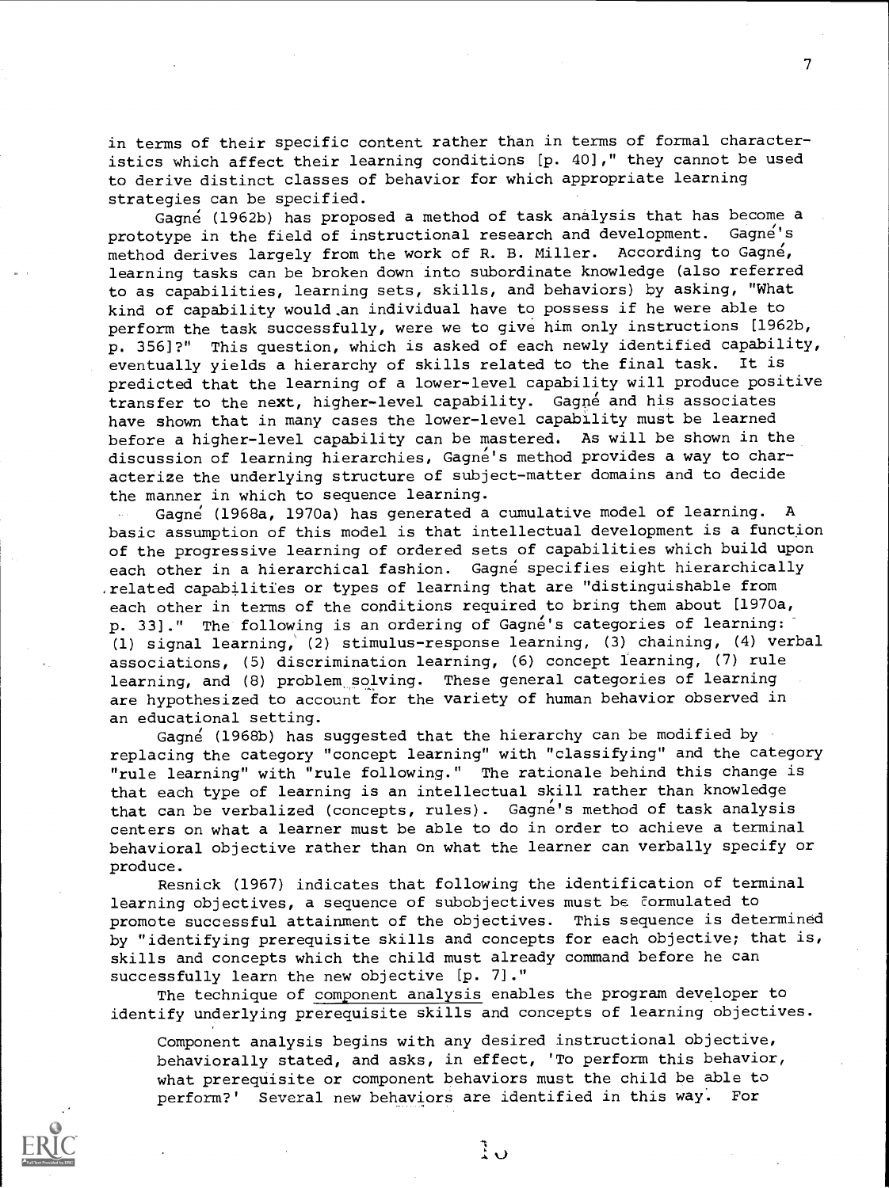in terms of their specific content rather than in terms of formal characteristics which affect their learning conditions [p. 40]," they cannot be used to derive distinct classes of behavior for which appropriate learning strategies can be specified.

Gagné (1962b) has proposed a method of task analysis that has become a prototype in the field of instructional research and development. Gagné's method derives largely from the work of R. B. Miller. According to Gagné, learning tasks can be broken down into subordinate knowledge (also referred to as capabilities, learning sets, skills, and behaviors) by asking, "What kind of capability would an individual have to possess if he were able to perform the task successfully, were we to give him only instructions [1962b, p. 356]?" This question, which is asked of each newly identified capability, eventually yields a hierarchy of skills related to the final task. It is predicted that the learning of a lower-level capability will produce positive transfer to the next, higher-level capability. Gagné and his associates have shown that in many cases the lower-level capability must be learned before a higher-level capability can be mastered. As will be shown in the discussion of learning hierarchies, Gagné's method provides a way to characterize the underlying structure of subject-matter domains and to decide the manner in which to sequence learning.

Gagné (1968a, 1970a) has generated a cumulative model of learning. A basic assumption of this model is that intellectual development is a function of the progressive learning of ordered sets of capabilities which build upon each other in a hierarchical fashion. Gagné specifies eight hierarchically related capabilities or types of learning that are "distinguishable from each other in terms of the conditions required to bring them about [1970a, p. 33]." The following is an ordering of Gagné's categories of learning: (1) signal learning, (2) stimulus-response learning, (3) chaining, (4) verbal associations, (5) discrimination learning, (6) concept learning, (7) rule learning, and (8) problem solving. These general categories of learning are hypothesized to account for the variety of human behavior observed in an educational setting.

Gagné (1968b) has suggested that the hierarchy can be modified by replacing the category "concept learning" with "classifying" and the category "rule learning" with "rule following." The rationale behind this change is that each type of learning is an intellectual skill rather than knowledge that can be verbalized (concepts, rules). Gagné's method of task analysis centers on what a learner must be able to do in order to achieve a terminal behavioral objective rather than on what the learner can verbally specify or produce.

Resnick (1967) indicates that following the identification of terminal learning objectives, a sequence of subobjectives must be formulated to promote successful attainment of the objectives. This sequence is determined by "identifying prerequisite skills and concepts for each objective; that is, skills and concepts which the child must already command before he can successfully learn the new objective [p. 7]."

The technique of component analysis enables the program developer to identify underlying prerequisite skills and concepts of learning objectives.

> Component analysis begins with any desired instructional objective, behaviorally stated, and asks, in effect, 'To perform this behavior, what prerequisite or component behaviors must the child be able to perform?' Several new behaviors are identified in this way. For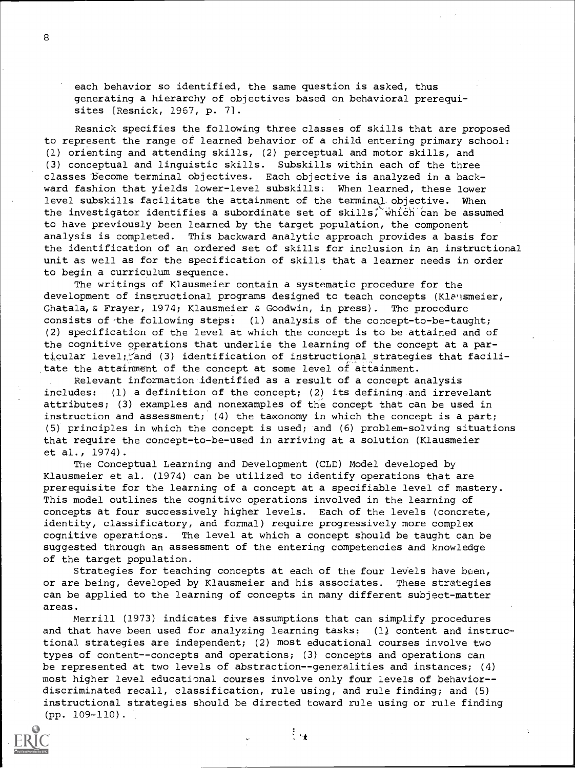each behavior so identified, the same question is asked, thus generating a hierarchy of objectives based on behavioral prerequisites [Resnick, 1967, p. 7].

Resnick specifies the following three classes of skills that are proposed to represent the range of learned behavior of a child entering primary school: (1) orienting and attending skills, (2) perceptual and motor skills, and (3) conceptual and linguistic skills. Subskills within each of the three classes become terminal objectives. Each objective is analyzed in a backward fashion that yields lower-level subskills. When learned, these lower level subskills facilitate the attainment of the terminal objective. When the investigator identifies a subordinate set of skills, which can be assumed to have previously been learned by the target population, the component analysis is completed. This backward analytic approach provides a basis for the identification of an ordered set of skills for inclusion in an instructional unit as well as for the specification of skills that a learner needs in order to begin a curriculum sequence.

The writings of Klausmeier contain a systematic procedure for the development of instructional programs designed to teach concepts (Klausmeier, Ghatala, & Frayer, 1974; Klausmeier & Goodwin, in press). The procedure consists of the following steps: (1) analysis of the concept-to-be-taught; (2) specification of the level at which the concept is to be attained and of the cognitive operations that underlie the learning of the concept at a particular level; and (3) identification of instructional strategies that facilitate the attainment of the concept at some level of attainment.

Relevant information identified as a result of a concept analysis includes: (1) a definition of the concept; (2) its defining and irrevelant attributes; (3) examples and nonexamples of the concept that can be used in instruction and assessment; (4) the taxonomy in which the concept is a part; (5) principles in which the concept is used; and (6) problem-solving situations that require the concept-to-be-used in arriving at a solution (Klausmeier et al., 1974).

The Conceptual Learning and Development (CLD) Model developed by Klausmeier et al. (1974) can be utilized to identify operations that are prerequisite for the learning of a concept at a specifiable level of mastery. This model outlines the cognitive operations involved in the learning of concepts at four successively higher levels. Each of the levels (concrete, identity, classificatory, and formal) require progressively more complex cognitive operations. The level at which a concept should be taught can be suggested through an assessment of the entering competencies and knowledge of the target population.

Strategies for teaching concepts at each of the four levels have been, or are being, developed by Klausmeier and his associates. These strategies can be applied to the learning of concepts in many different subject-matter areas.

Merrill (1973) indicates five assumptions that can simplify procedures and that have been used for analyzing learning tasks: (1) content and instructional strategies are independent; (2) most educational courses involve two types of content--concepts and operations; (3) concepts and operations can be represented at two levels of abstraction--generalities and instances; (4) most higher level educational courses involve only four levels of behavior--discriminated recall, classification, rule using, and rule finding; and (5) instructional strategies should be directed toward rule using or rule finding (pp. 109-110).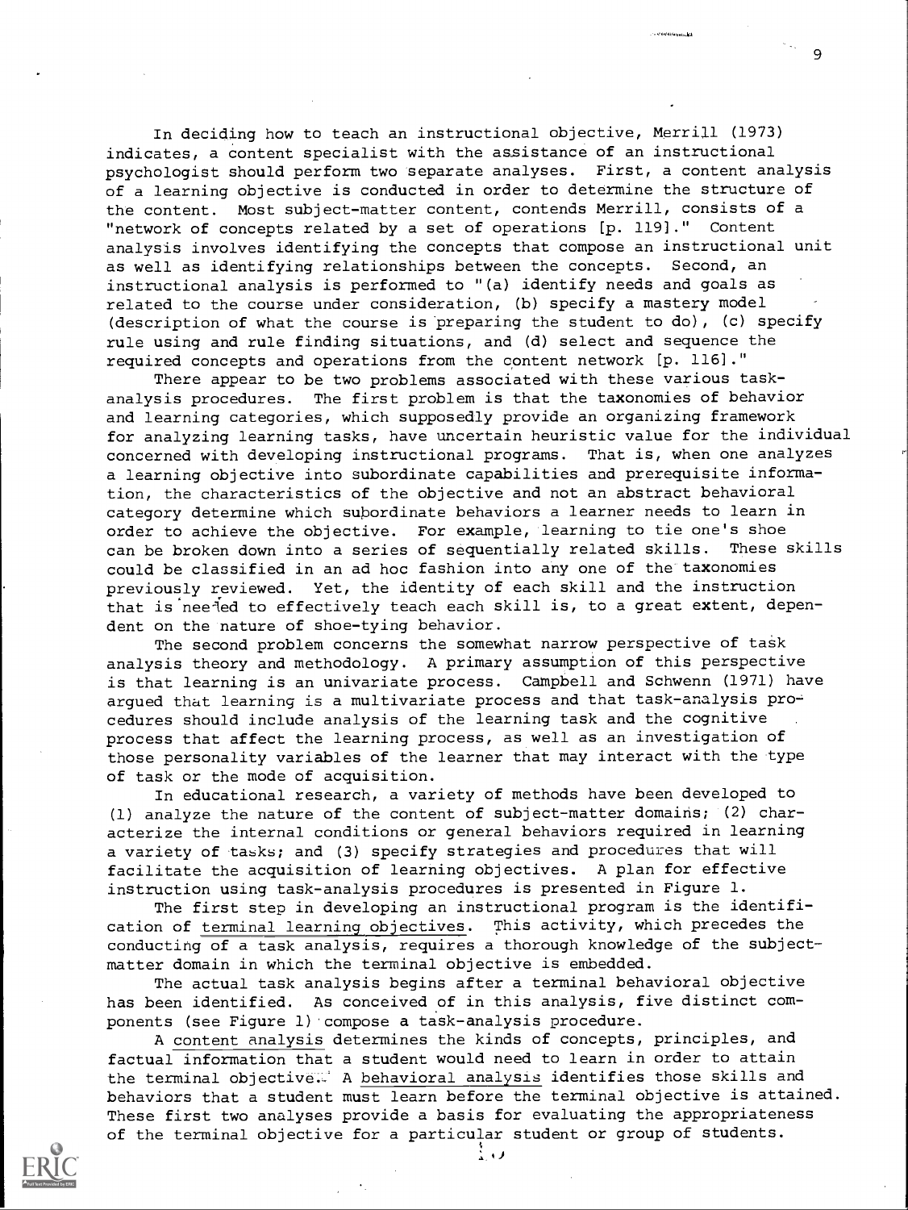In deciding how to teach an instructional objective, Merrill (1973) indicates, a content specialist with the assistance of an instructional psychologist should perform two separate analyses. First, a content analysis of a learning objective is conducted in order to determine the structure of the content. Most subject-matter content, contends Merrill, consists of a "network of concepts related by a set of operations [p. 119]." Content analysis involves identifying the concepts that compose an instructional unit as well as identifying relationships between the concepts. Second, an instructional analysis is performed to "(a) identify needs and goals as related to the course under consideration, (b) specify a mastery model (description of what the course is preparing the student to do), (c) specify rule using and rule finding situations, and (d) select and sequence the required concepts and operations from the content network [p. 116]."

There appear to be two problems associated with these various task-analysis procedures. The first problem is that the taxonomies of behavior and learning categories, which supposedly provide an organizing framework for analyzing learning tasks, have uncertain heuristic value for the individual concerned with developing instructional programs. That is, when one analyzes a learning objective into subordinate capabilities and prerequisite information, the characteristics of the objective and not an abstract behavioral category determine which subordinate behaviors a learner needs to learn in order to achieve the objective. For example, learning to tie one's shoe can be broken down into a series of sequentially related skills. These skills could be classified in an ad hoc fashion into any one of the taxonomies previously reviewed. Yet, the identity of each skill and the instruction that is needed to effectively teach each skill is, to a great extent, dependent on the nature of shoe-tying behavior.

The second problem concerns the somewhat narrow perspective of task analysis theory and methodology. A primary assumption of this perspective is that learning is an univariate process. Campbell and Schwenn (1971) have argued that learning is a multivariate process and that task-analysis procedures should include analysis of the learning task and the cognitive process that affect the learning process, as well as an investigation of those personality variables of the learner that may interact with the type of task or the mode of acquisition.

In educational research, a variety of methods have been developed to (1) analyze the nature of the content of subject-matter domains; (2) characterize the internal conditions or general behaviors required in learning a variety of tasks; and (3) specify strategies and procedures that will facilitate the acquisition of learning objectives. A plan for effective instruction using task-analysis procedures is presented in Figure 1.

The first step in developing an instructional program is the identification of <u>terminal learning objectives</u>. This activity, which precedes the conducting of a task analysis, requires a thorough knowledge of the subject-matter domain in which the terminal objective is embedded.

The actual task analysis begins after a terminal behavioral objective has been identified. As conceived of in this analysis, five distinct components (see Figure 1) compose a task-analysis procedure.

A <u>content analysis</u> determines the kinds of concepts, principles, and factual information that a student would need to learn in order to attain the terminal objective. A <u>behavioral analysis</u> identifies those skills and behaviors that a student must learn before the terminal objective is attained. These first two analyses provide a basis for evaluating the appropriateness of the terminal objective for a particular student or group of students.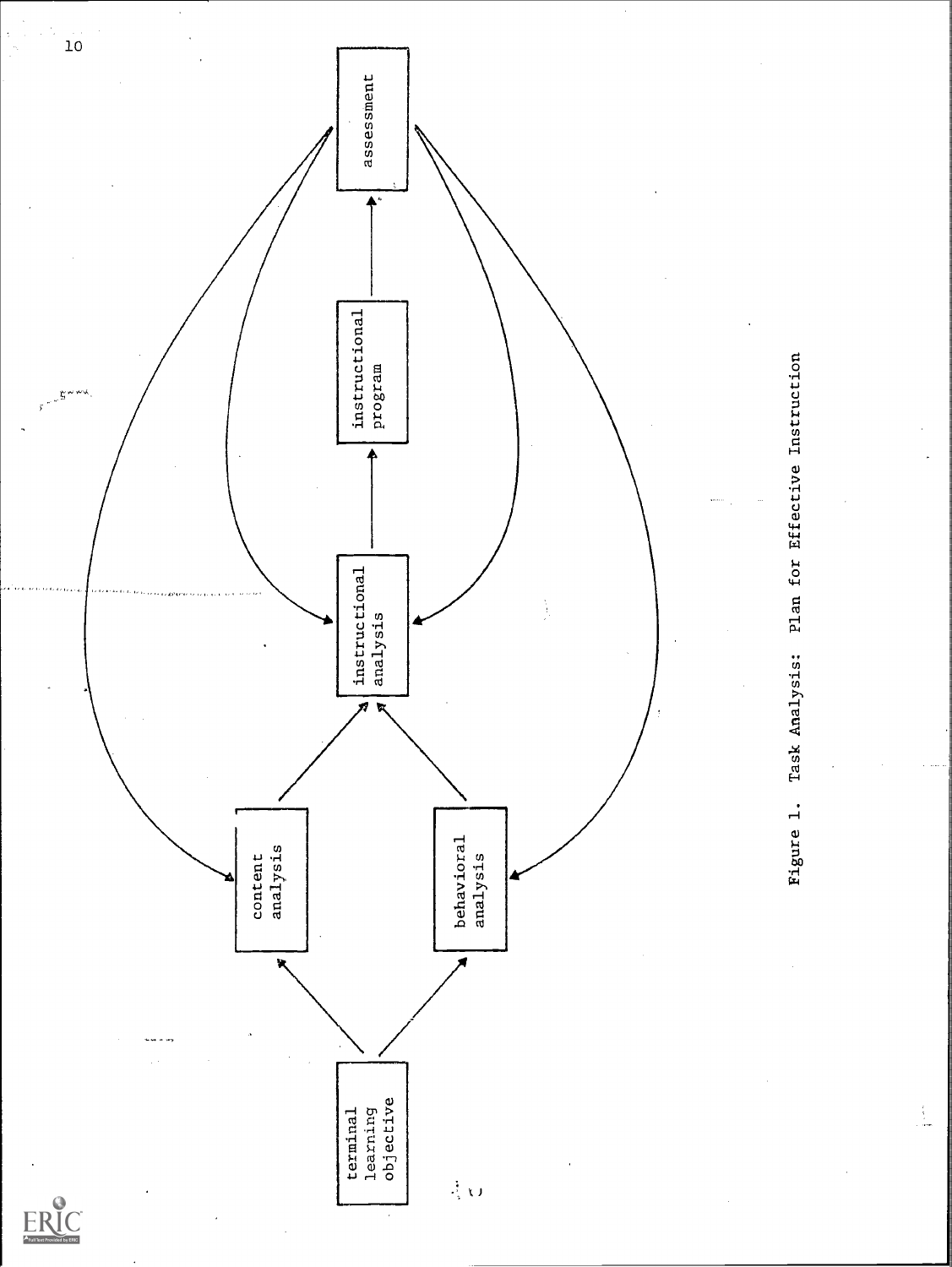terminal learning objective

content analysis

behavioral analysis

instructional analysis

instructional program

assessment

Figure 1. Task Analysis: Plan for Effective Instruction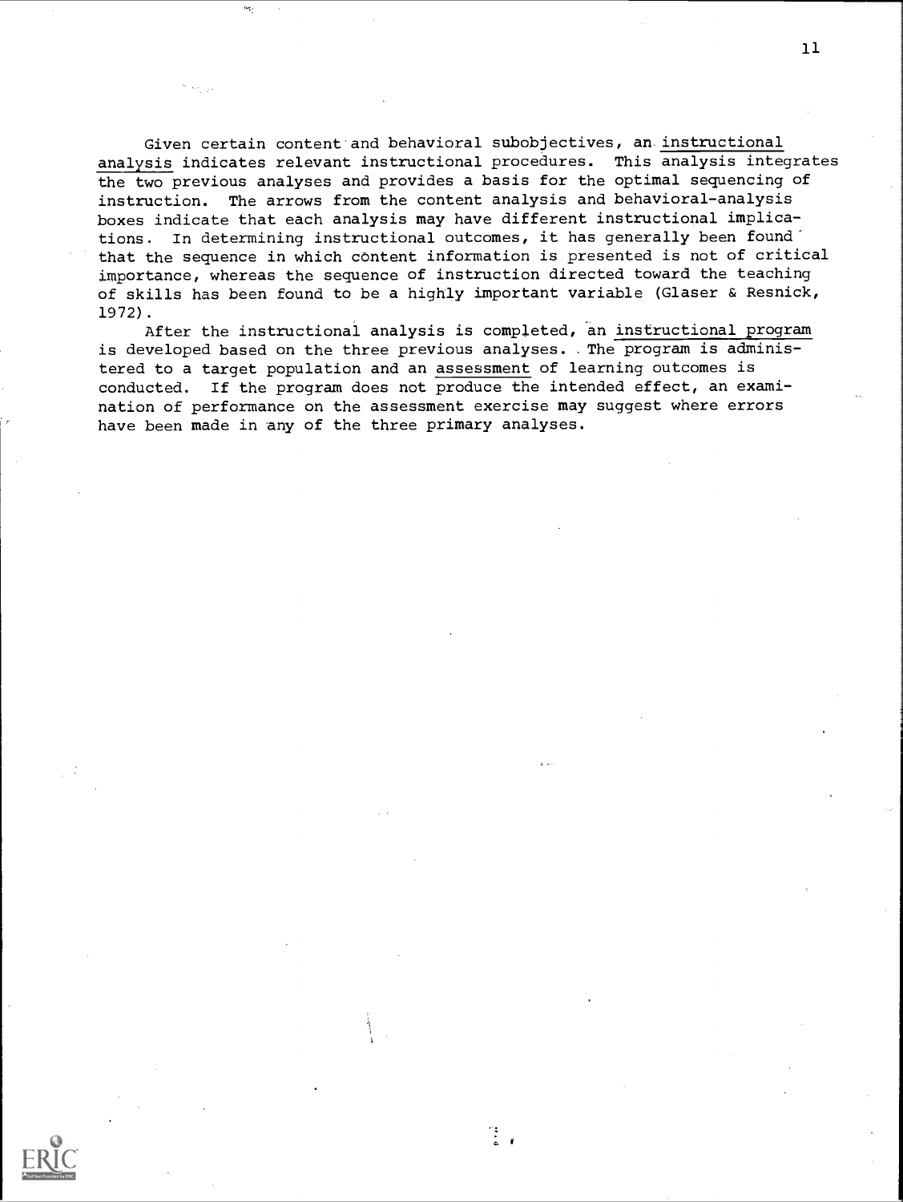Given certain content and behavioral subobjectives, an instructional analysis indicates relevant instructional procedures. This analysis integrates the two previous analyses and provides a basis for the optimal sequencing of instruction. The arrows from the content analysis and behavioral-analysis boxes indicate that each analysis may have different instructional implications. In determining instructional outcomes, it has generally been found that the sequence in which content information is presented is not of critical importance, whereas the sequence of instruction directed toward the teaching of skills has been found to be a highly important variable (Glaser & Resnick, 1972).

After the instructional analysis is completed, an instructional program is developed based on the three previous analyses. The program is administered to a target population and an assessment of learning outcomes is conducted. If the program does not produce the intended effect, an examination of performance on the assessment exercise may suggest where errors have been made in any of the three primary analyses.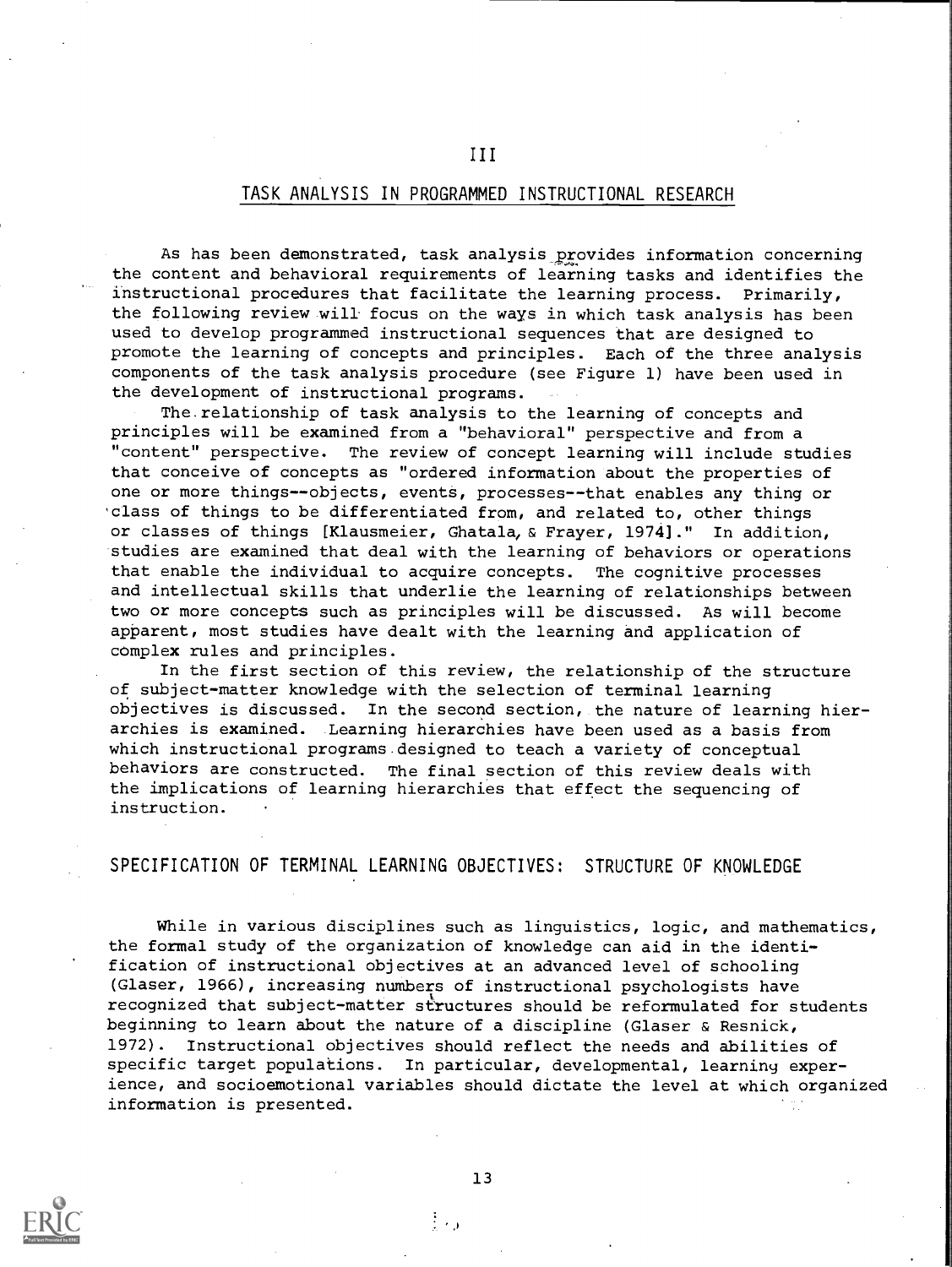# III

## TASK ANALYSIS IN PROGRAMMED INSTRUCTIONAL RESEARCH

As has been demonstrated, task analysis provides information concerning the content and behavioral requirements of learning tasks and identifies the instructional procedures that facilitate the learning process. Primarily, the following review will focus on the ways in which task analysis has been used to develop programmed instructional sequences that are designed to promote the learning of concepts and principles. Each of the three analysis components of the task analysis procedure (see Figure 1) have been used in the development of instructional programs.

The relationship of task analysis to the learning of concepts and principles will be examined from a "behavioral" perspective and from a "content" perspective. The review of concept learning will include studies that conceive of concepts as "ordered information about the properties of one or more things--objects, events, processes--that enables any thing or class of things to be differentiated from, and related to, other things or classes of things [Klausmeier, Ghatala, & Frayer, 1974]." In addition, studies are examined that deal with the learning of behaviors or operations that enable the individual to acquire concepts. The cognitive processes and intellectual skills that underlie the learning of relationships between two or more concepts such as principles will be discussed. As will become apparent, most studies have dealt with the learning and application of complex rules and principles.

In the first section of this review, the relationship of the structure of subject-matter knowledge with the selection of terminal learning objectives is discussed. In the second section, the nature of learning hierarchies is examined. Learning hierarchies have been used as a basis from which instructional programs designed to teach a variety of conceptual behaviors are constructed. The final section of this review deals with the implications of learning hierarchies that effect the sequencing of instruction.

## SPECIFICATION OF TERMINAL LEARNING OBJECTIVES: STRUCTURE OF KNOWLEDGE

While in various disciplines such as linguistics, logic, and mathematics, the formal study of the organization of knowledge can aid in the identification of instructional objectives at an advanced level of schooling (Glaser, 1966), increasing numbers of instructional psychologists have recognized that subject-matter structures should be reformulated for students beginning to learn about the nature of a discipline (Glaser & Resnick, 1972). Instructional objectives should reflect the needs and abilities of specific target populations. In particular, developmental, learning experience, and socioemotional variables should dictate the level at which organized information is presented.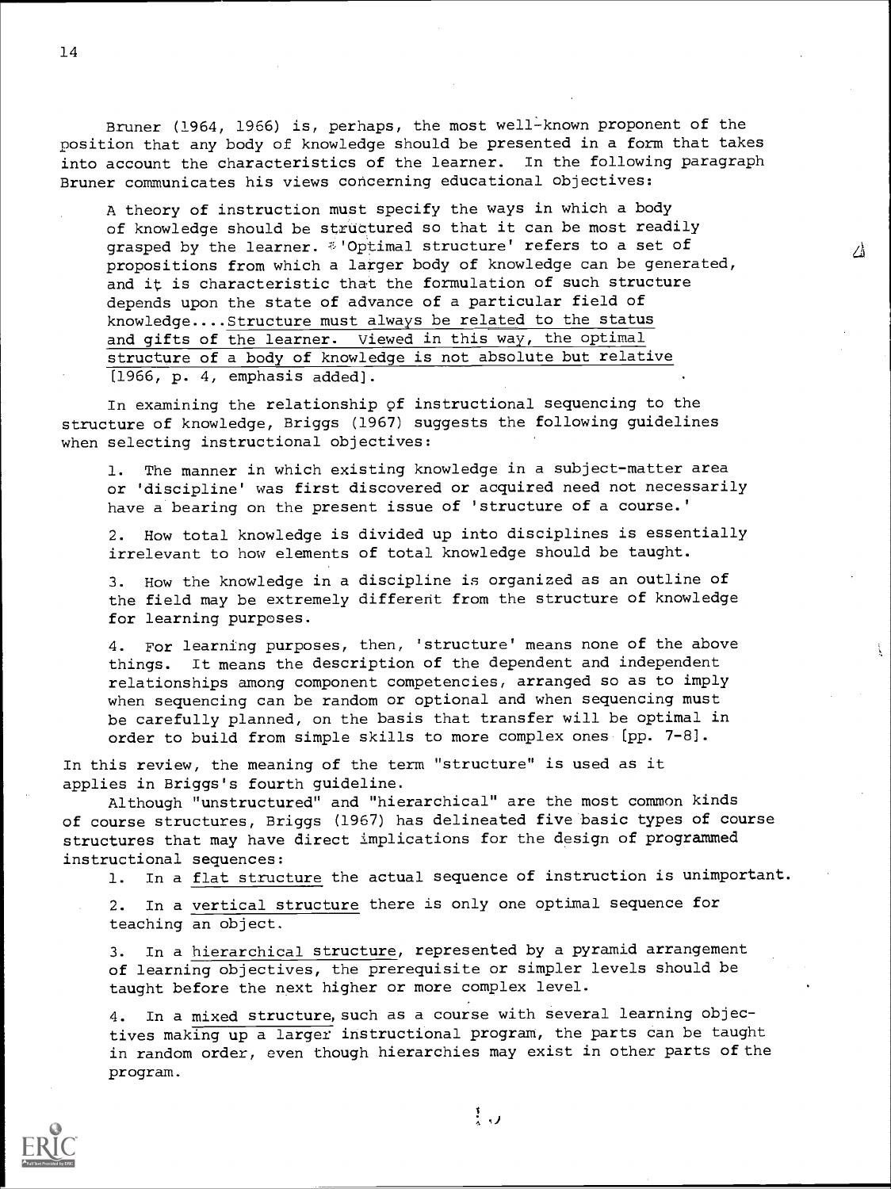Bruner (1964, 1966) is, perhaps, the most well-known proponent of the position that any body of knowledge should be presented in a form that takes into account the characteristics of the learner. In the following paragraph Bruner communicates his views concerning educational objectives:

> A theory of instruction must specify the ways in which a body of knowledge should be structured so that it can be most readily grasped by the learner. 'Optimal structure' refers to a set of propositions from which a larger body of knowledge can be generated, and it is characteristic that the formulation of such structure depends upon the state of advance of a particular field of knowledge....<u>Structure must always be related to the status and gifts of the learner. Viewed in this way, the optimal structure of a body of knowledge is not absolute but relative</u> [1966, p. 4, emphasis added].

In examining the relationship of instructional sequencing to the structure of knowledge, Briggs (1967) suggests the following guidelines when selecting instructional objectives:

> 1. The manner in which existing knowledge in a subject-matter area or 'discipline' was first discovered or acquired need not necessarily have a bearing on the present issue of 'structure of a course.'
>
> 2. How total knowledge is divided up into disciplines is essentially irrelevant to how elements of total knowledge should be taught.
>
> 3. How the knowledge in a discipline is organized as an outline of the field may be extremely different from the structure of knowledge for learning purposes.
>
> 4. For learning purposes, then, 'structure' means none of the above things. It means the description of the dependent and independent relationships among component competencies, arranged so as to imply when sequencing can be random or optional and when sequencing must be carefully planned, on the basis that transfer will be optimal in order to build from simple skills to more complex ones [pp. 7-8].

In this review, the meaning of the term "structure" is used as it applies in Briggs's fourth guideline.

Although "unstructured" and "hierarchical" are the most common kinds of course structures, Briggs (1967) has delineated five basic types of course structures that may have direct implications for the design of programmed instructional sequences:

1. In a <u>flat structure</u> the actual sequence of instruction is unimportant.
2. In a <u>vertical structure</u> there is only one optimal sequence for teaching an object.
3. In a <u>hierarchical structure</u>, represented by a pyramid arrangement of learning objectives, the prerequisite or simpler levels should be taught before the next higher or more complex level.
4. In a <u>mixed structure</u>, such as a course with several learning objectives making up a larger instructional program, the parts can be taught in random order, even though hierarchies may exist in other parts of the program.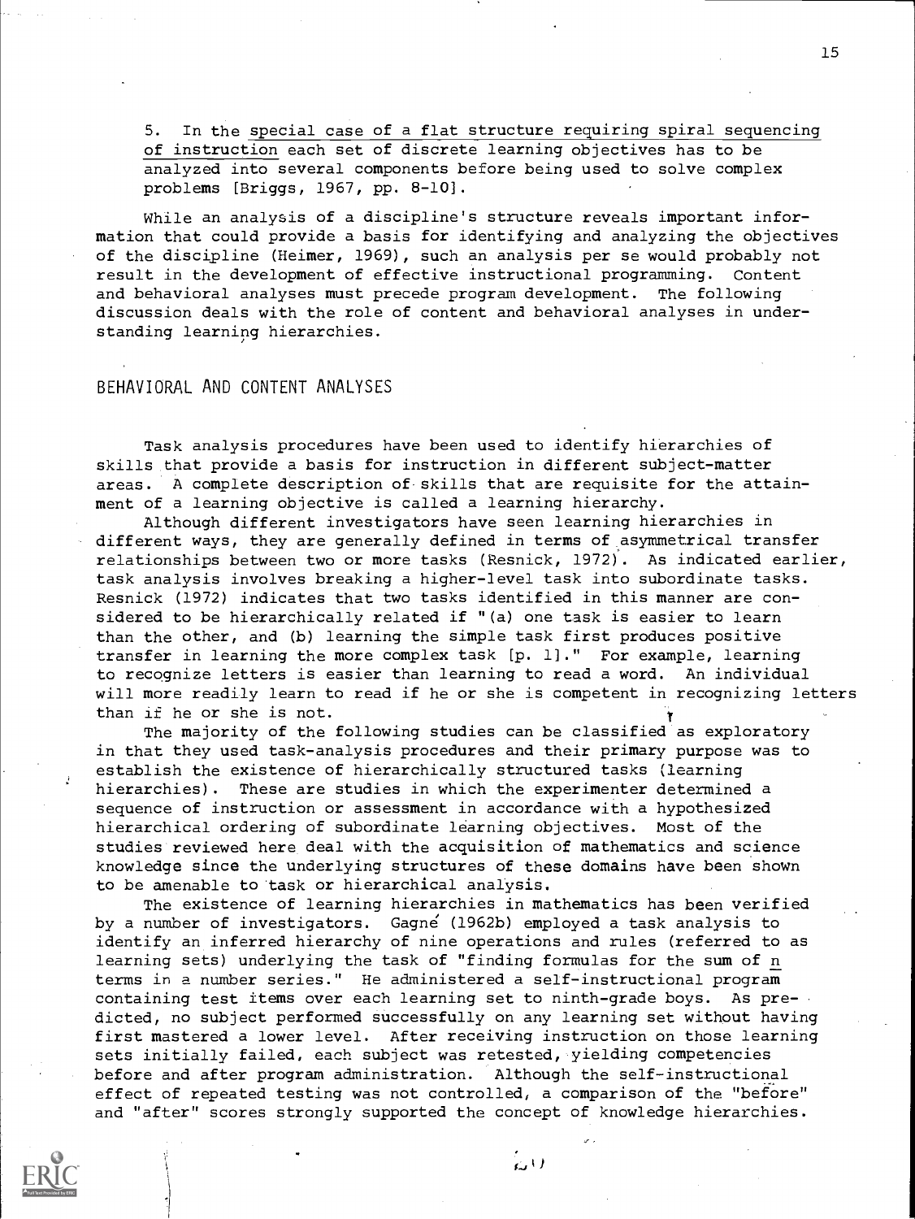5. In the special case of a flat structure requiring spiral sequencing of instruction each set of discrete learning objectives has to be analyzed into several components before being used to solve complex problems [Briggs, 1967, pp. 8-10].

While an analysis of a discipline's structure reveals important information that could provide a basis for identifying and analyzing the objectives of the discipline (Heimer, 1969), such an analysis per se would probably not result in the development of effective instructional programming. Content and behavioral analyses must precede program development. The following discussion deals with the role of content and behavioral analyses in understanding learning hierarchies.

## BEHAVIORAL AND CONTENT ANALYSES

Task analysis procedures have been used to identify hierarchies of skills that provide a basis for instruction in different subject-matter areas. A complete description of skills that are requisite for the attainment of a learning objective is called a learning hierarchy.

Although different investigators have seen learning hierarchies in different ways, they are generally defined in terms of asymmetrical transfer relationships between two or more tasks (Resnick, 1972). As indicated earlier, task analysis involves breaking a higher-level task into subordinate tasks. Resnick (1972) indicates that two tasks identified in this manner are considered to be hierarchically related if "(a) one task is easier to learn than the other, and (b) learning the simple task first produces positive transfer in learning the more complex task [p. 1]." For example, learning to recognize letters is easier than learning to read a word. An individual will more readily learn to read if he or she is competent in recognizing letters than if he or she is not.

The majority of the following studies can be classified as exploratory in that they used task-analysis procedures and their primary purpose was to establish the existence of hierarchically structured tasks (learning hierarchies). These are studies in which the experimenter determined a sequence of instruction or assessment in accordance with a hypothesized hierarchical ordering of subordinate learning objectives. Most of the studies reviewed here deal with the acquisition of mathematics and science knowledge since the underlying structures of these domains have been shown to be amenable to task or hierarchical analysis.

The existence of learning hierarchies in mathematics has been verified by a number of investigators. Gagné (1962b) employed a task analysis to identify an inferred hierarchy of nine operations and rules (referred to as learning sets) underlying the task of "finding formulas for the sum of $n$ terms in a number series." He administered a self-instructional program containing test items over each learning set to ninth-grade boys. As predicted, no subject performed successfully on any learning set without having first mastered a lower level. After receiving instruction on those learning sets initially failed, each subject was retested, yielding competencies before and after program administration. Although the self-instructional effect of repeated testing was not controlled, a comparison of the "before" and "after" scores strongly supported the concept of knowledge hierarchies.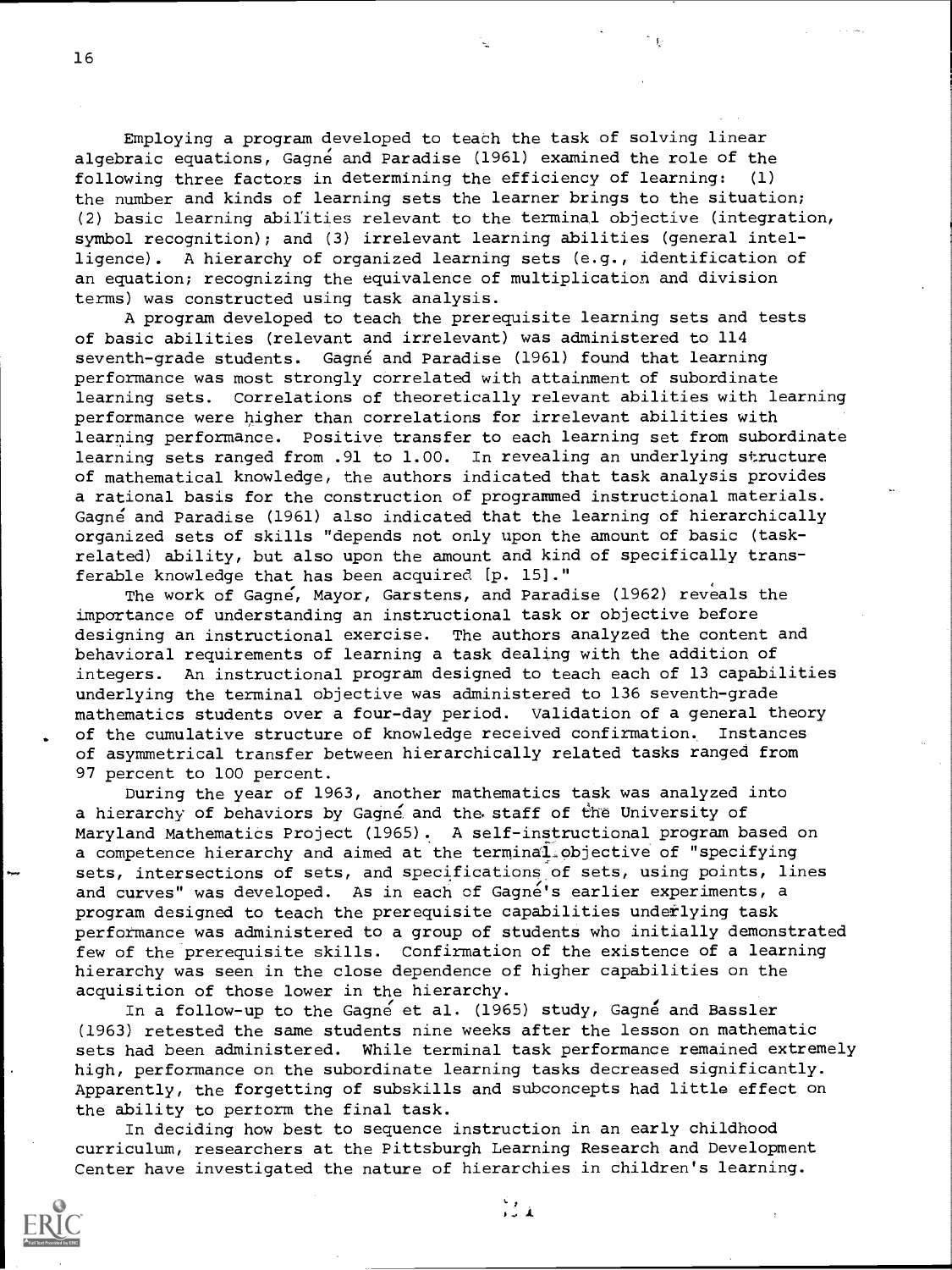Employing a program developed to teach the task of solving linear algebraic equations, Gagné and Paradise (1961) examined the role of the following three factors in determining the efficiency of learning: (1) the number and kinds of learning sets the learner brings to the situation; (2) basic learning abilities relevant to the terminal objective (integration, symbol recognition); and (3) irrelevant learning abilities (general intelligence). A hierarchy of organized learning sets (e.g., identification of an equation; recognizing the equivalence of multiplication and division terms) was constructed using task analysis.

A program developed to teach the prerequisite learning sets and tests of basic abilities (relevant and irrelevant) was administered to 114 seventh-grade students. Gagné and Paradise (1961) found that learning performance was most strongly correlated with attainment of subordinate learning sets. Correlations of theoretically relevant abilities with learning performance were higher than correlations for irrelevant abilities with learning performance. Positive transfer to each learning set from subordinate learning sets ranged from .91 to 1.00. In revealing an underlying structure of mathematical knowledge, the authors indicated that task analysis provides a rational basis for the construction of programmed instructional materials. Gagné and Paradise (1961) also indicated that the learning of hierarchically organized sets of skills "depends not only upon the amount of basic (task-related) ability, but also upon the amount and kind of specifically transferable knowledge that has been acquired [p. 15]."

The work of Gagné, Mayor, Garstens, and Paradise (1962) reveals the importance of understanding an instructional task or objective before designing an instructional exercise. The authors analyzed the content and behavioral requirements of learning a task dealing with the addition of integers. An instructional program designed to teach each of 13 capabilities underlying the terminal objective was administered to 136 seventh-grade mathematics students over a four-day period. Validation of a general theory of the cumulative structure of knowledge received confirmation. Instances of asymmetrical transfer between hierarchically related tasks ranged from 97 percent to 100 percent.

During the year of 1963, another mathematics task was analyzed into a hierarchy of behaviors by Gagné and the staff of the University of Maryland Mathematics Project (1965). A self-instructional program based on a competence hierarchy and aimed at the terminal objective of "specifying sets, intersections of sets, and specifications of sets, using points, lines and curves" was developed. As in each of Gagné's earlier experiments, a program designed to teach the prerequisite capabilities underlying task performance was administered to a group of students who initially demonstrated few of the prerequisite skills. Confirmation of the existence of a learning hierarchy was seen in the close dependence of higher capabilities on the acquisition of those lower in the hierarchy.

In a follow-up to the Gagné et al. (1965) study, Gagné and Bassler (1963) retested the same students nine weeks after the lesson on mathematic sets had been administered. While terminal task performance remained extremely high, performance on the subordinate learning tasks decreased significantly. Apparently, the forgetting of subskills and subconcepts had little effect on the ability to perform the final task.

In deciding how best to sequence instruction in an early childhood curriculum, researchers at the Pittsburgh Learning Research and Development Center have investigated the nature of hierarchies in children's learning.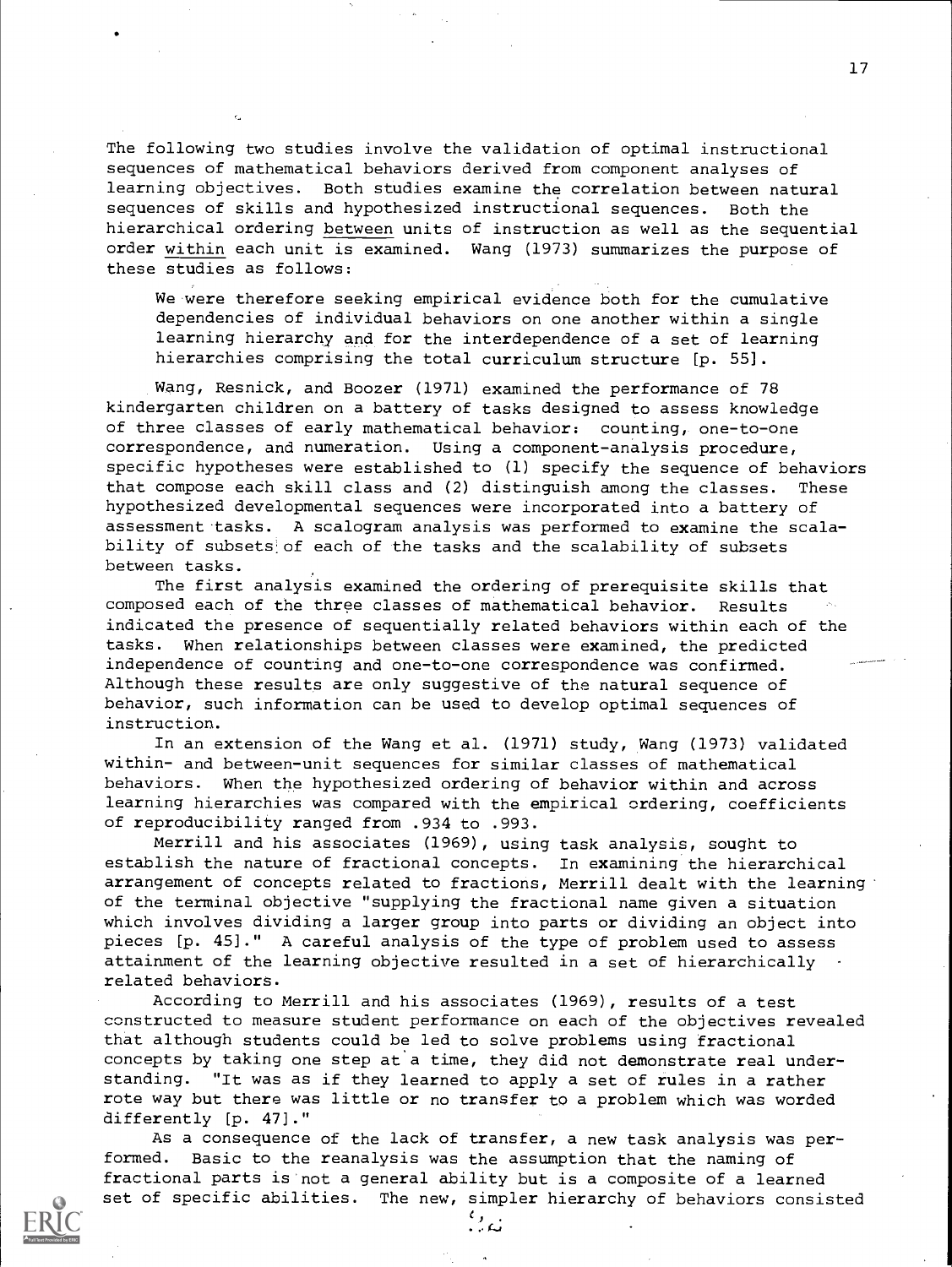The following two studies involve the validation of optimal instructional sequences of mathematical behaviors derived from component analyses of learning objectives. Both studies examine the correlation between natural sequences of skills and hypothesized instructional sequences. Both the hierarchical ordering <u>between</u> units of instruction as well as the sequential order <u>within</u> each unit is examined. Wang (1973) summarizes the purpose of these studies as follows:

> We were therefore seeking empirical evidence both for the cumulative dependencies of individual behaviors on one another within a single learning hierarchy and for the interdependence of a set of learning hierarchies comprising the total curriculum structure [p. 55].

Wang, Resnick, and Boozer (1971) examined the performance of 78 kindergarten children on a battery of tasks designed to assess knowledge of three classes of early mathematical behavior: counting, one-to-one correspondence, and numeration. Using a component-analysis procedure, specific hypotheses were established to (1) specify the sequence of behaviors that compose each skill class and (2) distinguish among the classes. These hypothesized developmental sequences were incorporated into a battery of assessment tasks. A scalogram analysis was performed to examine the scalability of subsets of each of the tasks and the scalability of subsets between tasks.

The first analysis examined the ordering of prerequisite skills that composed each of the three classes of mathematical behavior. Results indicated the presence of sequentially related behaviors within each of the tasks. When relationships between classes were examined, the predicted independence of counting and one-to-one correspondence was confirmed. Although these results are only suggestive of the natural sequence of behavior, such information can be used to develop optimal sequences of instruction.

In an extension of the Wang et al. (1971) study, Wang (1973) validated within- and between-unit sequences for similar classes of mathematical behaviors. When the hypothesized ordering of behavior within and across learning hierarchies was compared with the empirical ordering, coefficients of reproducibility ranged from .934 to .993.

Merrill and his associates (1969), using task analysis, sought to establish the nature of fractional concepts. In examining the hierarchical arrangement of concepts related to fractions, Merrill dealt with the learning of the terminal objective "supplying the fractional name given a situation which involves dividing a larger group into parts or dividing an object into pieces [p. 45]." A careful analysis of the type of problem used to assess attainment of the learning objective resulted in a set of hierarchically related behaviors.

According to Merrill and his associates (1969), results of a test constructed to measure student performance on each of the objectives revealed that although students could be led to solve problems using fractional concepts by taking one step at a time, they did not demonstrate real understanding. "It was as if they learned to apply a set of rules in a rather rote way but there was little or no transfer to a problem which was worded differently [p. 47]."

As a consequence of the lack of transfer, a new task analysis was performed. Basic to the reanalysis was the assumption that the naming of fractional parts is not a general ability but is a composite of a learned set of specific abilities. The new, simpler hierarchy of behaviors consisted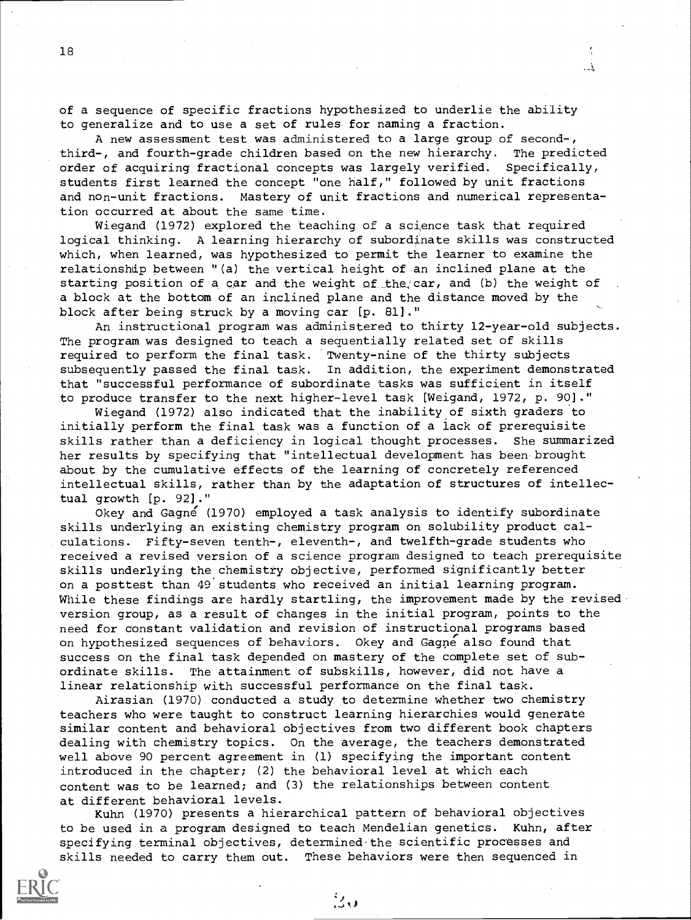of a sequence of specific fractions hypothesized to underlie the ability to generalize and to use a set of rules for naming a fraction.

A new assessment test was administered to a large group of second-, third-, and fourth-grade children based on the new hierarchy. The predicted order of acquiring fractional concepts was largely verified. Specifically, students first learned the concept "one half," followed by unit fractions and non-unit fractions. Mastery of unit fractions and numerical representation occurred at about the same time.

Wiegand (1972) explored the teaching of a science task that required logical thinking. A learning hierarchy of subordinate skills was constructed which, when learned, was hypothesized to permit the learner to examine the relationship between "(a) the vertical height of an inclined plane at the starting position of a car and the weight of the car, and (b) the weight of a block at the bottom of an inclined plane and the distance moved by the block after being struck by a moving car [p. 81]."

An instructional program was administered to thirty 12-year-old subjects. The program was designed to teach a sequentially related set of skills required to perform the final task. Twenty-nine of the thirty subjects subsequently passed the final task. In addition, the experiment demonstrated that "successful performance of subordinate tasks was sufficient in itself to produce transfer to the next higher-level task [Weigand, 1972, p. 90]."

Wiegand (1972) also indicated that the inability of sixth graders to initially perform the final task was a function of a lack of prerequisite skills rather than a deficiency in logical thought processes. She summarized her results by specifying that "intellectual development has been brought about by the cumulative effects of the learning of concretely referenced intellectual skills, rather than by the adaptation of structures of intellectual growth [p. 92]."

Okey and Gagné (1970) employed a task analysis to identify subordinate skills underlying an existing chemistry program on solubility product calculations. Fifty-seven tenth-, eleventh-, and twelfth-grade students who received a revised version of a science program designed to teach prerequisite skills underlying the chemistry objective, performed significantly better on a posttest than 49 students who received an initial learning program. While these findings are hardly startling, the improvement made by the revised version group, as a result of changes in the initial program, points to the need for constant validation and revision of instructional programs based on hypothesized sequences of behaviors. Okey and Gagné also found that success on the final task depended on mastery of the complete set of subordinate skills. The attainment of subskills, however, did not have a linear relationship with successful performance on the final task.

Airasian (1970) conducted a study to determine whether two chemistry teachers who were taught to construct learning hierarchies would generate similar content and behavioral objectives from two different book chapters dealing with chemistry topics. On the average, the teachers demonstrated well above 90 percent agreement in (1) specifying the important content introduced in the chapter; (2) the behavioral level at which each content was to be learned; and (3) the relationships between content at different behavioral levels.

Kuhn (1970) presents a hierarchical pattern of behavioral objectives to be used in a program designed to teach Mendelian genetics. Kuhn, after specifying terminal objectives, determined the scientific processes and skills needed to carry them out. These behaviors were then sequenced in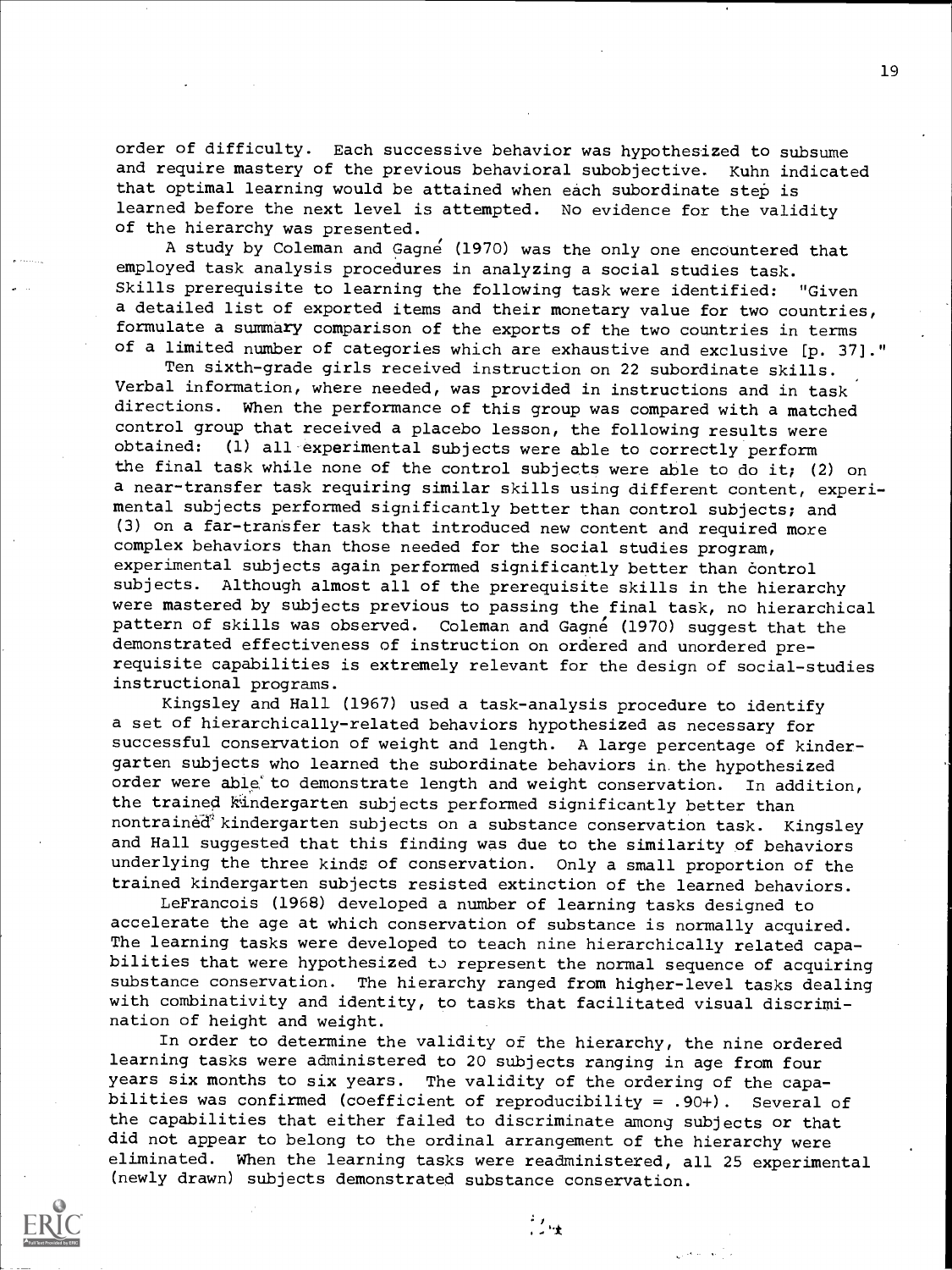order of difficulty. Each successive behavior was hypothesized to subsume and require mastery of the previous behavioral subobjective. Kuhn indicated that optimal learning would be attained when each subordinate step is learned before the next level is attempted. No evidence for the validity of the hierarchy was presented.

A study by Coleman and Gagné (1970) was the only one encountered that employed task analysis procedures in analyzing a social studies task. Skills prerequisite to learning the following task were identified: "Given a detailed list of exported items and their monetary value for two countries, formulate a summary comparison of the exports of the two countries in terms of a limited number of categories which are exhaustive and exclusive [p. 37]."

Ten sixth-grade girls received instruction on 22 subordinate skills. Verbal information, where needed, was provided in instructions and in task directions. When the performance of this group was compared with a matched control group that received a placebo lesson, the following results were obtained: (1) all experimental subjects were able to correctly perform the final task while none of the control subjects were able to do it; (2) on a near-transfer task requiring similar skills using different content, experimental subjects performed significantly better than control subjects; and (3) on a far-transfer task that introduced new content and required more complex behaviors than those needed for the social studies program, experimental subjects again performed significantly better than control subjects. Although almost all of the prerequisite skills in the hierarchy were mastered by subjects previous to passing the final task, no hierarchical pattern of skills was observed. Coleman and Gagné (1970) suggest that the demonstrated effectiveness of instruction on ordered and unordered prerequisite capabilities is extremely relevant for the design of social-studies instructional programs.

Kingsley and Hall (1967) used a task-analysis procedure to identify a set of hierarchically-related behaviors hypothesized as necessary for successful conservation of weight and length. A large percentage of kindergarten subjects who learned the subordinate behaviors in the hypothesized order were able to demonstrate length and weight conservation. In addition, the trained kindergarten subjects performed significantly better than nontrained kindergarten subjects on a substance conservation task. Kingsley and Hall suggested that this finding was due to the similarity of behaviors underlying the three kinds of conservation. Only a small proportion of the trained kindergarten subjects resisted extinction of the learned behaviors.

LeFrancois (1968) developed a number of learning tasks designed to accelerate the age at which conservation of substance is normally acquired. The learning tasks were developed to teach nine hierarchically related capabilities that were hypothesized to represent the normal sequence of acquiring substance conservation. The hierarchy ranged from higher-level tasks dealing with combinativity and identity, to tasks that facilitated visual discrimination of height and weight.

In order to determine the validity of the hierarchy, the nine ordered learning tasks were administered to 20 subjects ranging in age from four years six months to six years. The validity of the ordering of the capabilities was confirmed (coefficient of reproducibility = .90+). Several of the capabilities that either failed to discriminate among subjects or that did not appear to belong to the ordinal arrangement of the hierarchy were eliminated. When the learning tasks were readministered, all 25 experimental (newly drawn) subjects demonstrated substance conservation.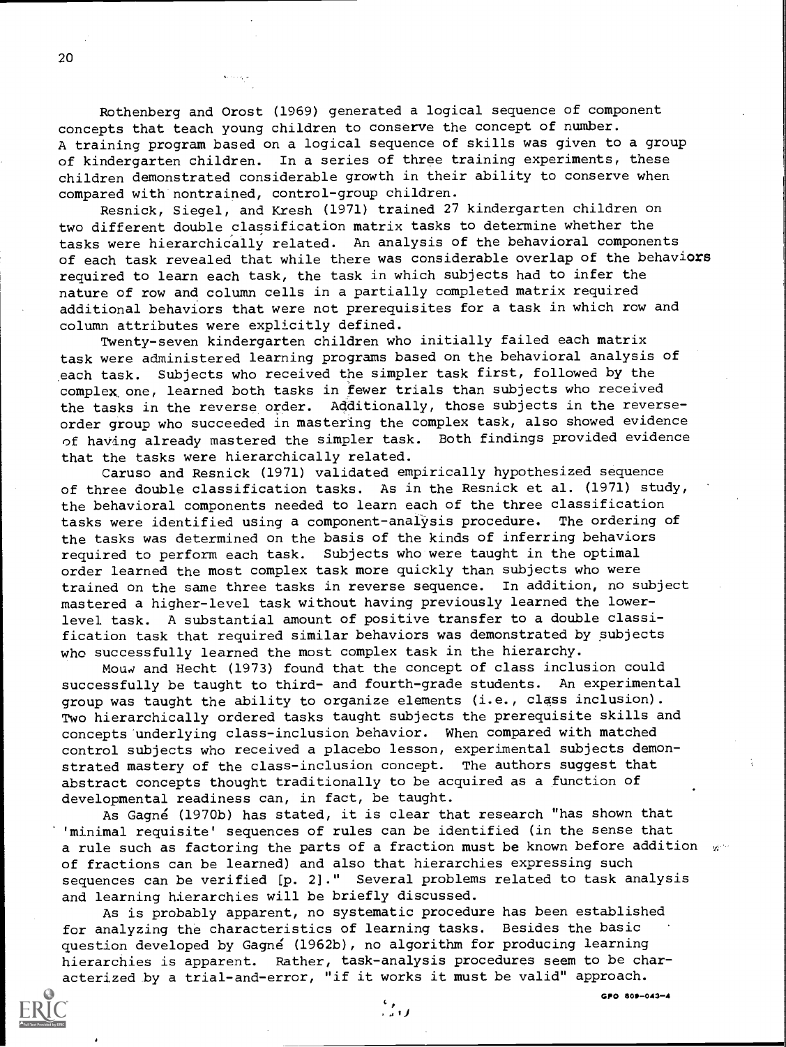Rothenberg and Orost (1969) generated a logical sequence of component concepts that teach young children to conserve the concept of number. A training program based on a logical sequence of skills was given to a group of kindergarten children. In a series of three training experiments, these children demonstrated considerable growth in their ability to conserve when compared with nontrained, control-group children.

Resnick, Siegel, and Kresh (1971) trained 27 kindergarten children on two different double classification matrix tasks to determine whether the tasks were hierarchically related. An analysis of the behavioral components of each task revealed that while there was considerable overlap of the behaviors required to learn each task, the task in which subjects had to infer the nature of row and column cells in a partially completed matrix required additional behaviors that were not prerequisites for a task in which row and column attributes were explicitly defined.

Twenty-seven kindergarten children who initially failed each matrix task were administered learning programs based on the behavioral analysis of each task. Subjects who received the simpler task first, followed by the complex one, learned both tasks in fewer trials than subjects who received the tasks in the reverse order. Additionally, those subjects in the reverse-order group who succeeded in mastering the complex task, also showed evidence of having already mastered the simpler task. Both findings provided evidence that the tasks were hierarchically related.

Caruso and Resnick (1971) validated empirically hypothesized sequence of three double classification tasks. As in the Resnick et al. (1971) study, the behavioral components needed to learn each of the three classification tasks were identified using a component-analysis procedure. The ordering of the tasks was determined on the basis of the kinds of inferring behaviors required to perform each task. Subjects who were taught in the optimal order learned the most complex task more quickly than subjects who were trained on the same three tasks in reverse sequence. In addition, no subject mastered a higher-level task without having previously learned the lower-level task. A substantial amount of positive transfer to a double classification task that required similar behaviors was demonstrated by subjects who successfully learned the most complex task in the hierarchy.

Mouw and Hecht (1973) found that the concept of class inclusion could successfully be taught to third- and fourth-grade students. An experimental group was taught the ability to organize elements (i.e., class inclusion). Two hierarchically ordered tasks taught subjects the prerequisite skills and concepts underlying class-inclusion behavior. When compared with matched control subjects who received a placebo lesson, experimental subjects demonstrated mastery of the class-inclusion concept. The authors suggest that abstract concepts thought traditionally to be acquired as a function of developmental readiness can, in fact, be taught.

As Gagné (1970b) has stated, it is clear that research "has shown that 'minimal requisite' sequences of rules can be identified (in the sense that a rule such as factoring the parts of a fraction must be known before addition of fractions can be learned) and also that hierarchies expressing such sequences can be verified [p. 2]." Several problems related to task analysis and learning hierarchies will be briefly discussed.

As is probably apparent, no systematic procedure has been established for analyzing the characteristics of learning tasks. Besides the basic question developed by Gagné (1962b), no algorithm for producing learning hierarchies is apparent. Rather, task-analysis procedures seem to be characterized by a trial-and-error, "if it works it must be valid" approach.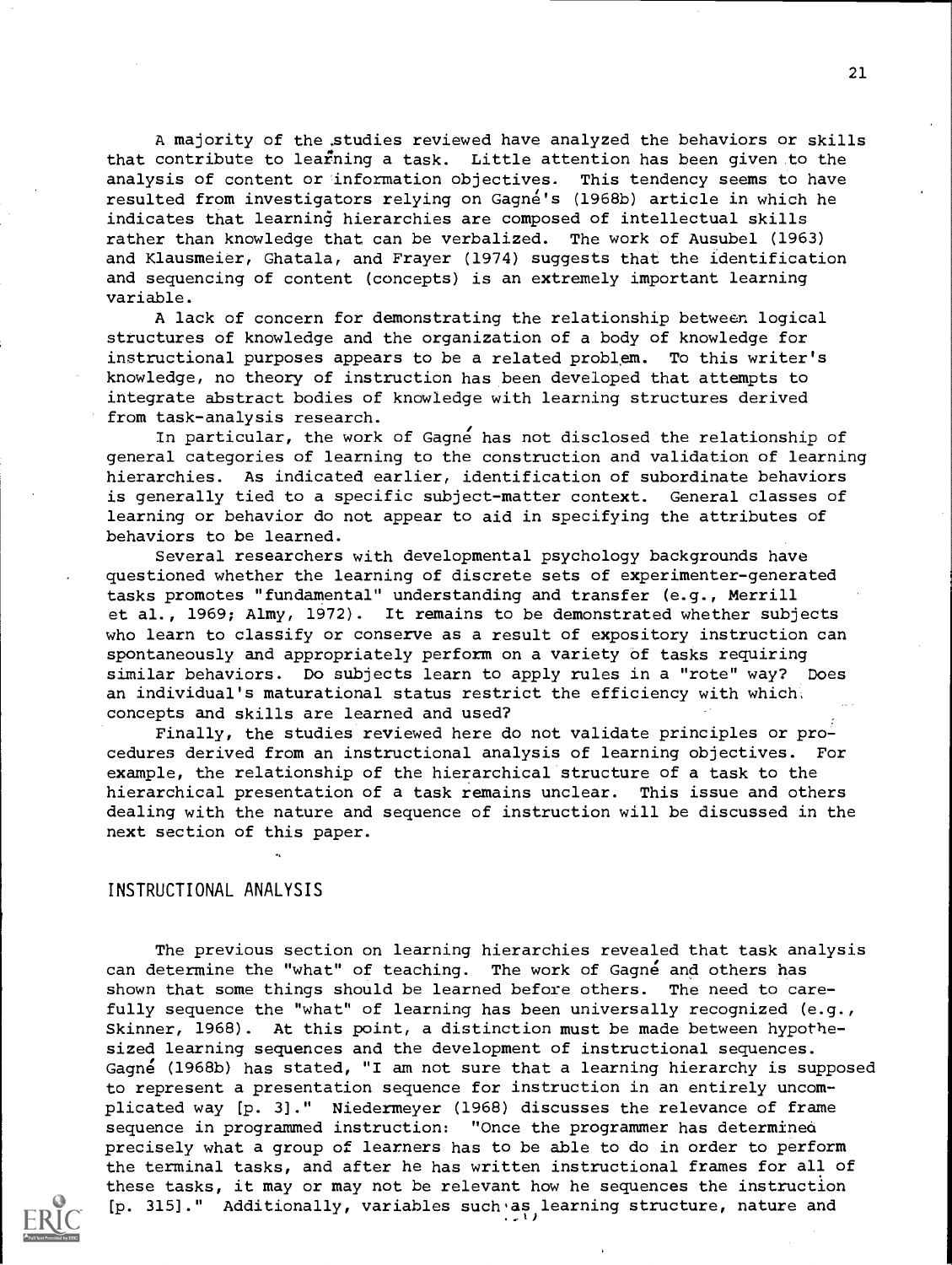A majority of the studies reviewed have analyzed the behaviors or skills that contribute to learning a task. Little attention has been given to the analysis of content or information objectives. This tendency seems to have resulted from investigators relying on Gagné's (1968b) article in which he indicates that learning hierarchies are composed of intellectual skills rather than knowledge that can be verbalized. The work of Ausubel (1963) and Klausmeier, Ghatala, and Frayer (1974) suggests that the identification and sequencing of content (concepts) is an extremely important learning variable.

A lack of concern for demonstrating the relationship between logical structures of knowledge and the organization of a body of knowledge for instructional purposes appears to be a related problem. To this writer's knowledge, no theory of instruction has been developed that attempts to integrate abstract bodies of knowledge with learning structures derived from task-analysis research.

In particular, the work of Gagné has not disclosed the relationship of general categories of learning to the construction and validation of learning hierarchies. As indicated earlier, identification of subordinate behaviors is generally tied to a specific subject-matter context. General classes of learning or behavior do not appear to aid in specifying the attributes of behaviors to be learned.

Several researchers with developmental psychology backgrounds have questioned whether the learning of discrete sets of experimenter-generated tasks promotes "fundamental" understanding and transfer (e.g., Merrill et al., 1969; Almy, 1972). It remains to be demonstrated whether subjects who learn to classify or conserve as a result of expository instruction can spontaneously and appropriately perform on a variety of tasks requiring similar behaviors. Do subjects learn to apply rules in a "rote" way? Does an individual's maturational status restrict the efficiency with which concepts and skills are learned and used?

Finally, the studies reviewed here do not validate principles or procedures derived from an instructional analysis of learning objectives. For example, the relationship of the hierarchical structure of a task to the hierarchical presentation of a task remains unclear. This issue and others dealing with the nature and sequence of instruction will be discussed in the next section of this paper.

## INSTRUCTIONAL ANALYSIS

The previous section on learning hierarchies revealed that task analysis can determine the "what" of teaching. The work of Gagné and others has shown that some things should be learned before others. The need to carefully sequence the "what" of learning has been universally recognized (e.g., Skinner, 1968). At this point, a distinction must be made between hypothesized learning sequences and the development of instructional sequences. Gagné (1968b) has stated, "I am not sure that a learning hierarchy is supposed to represent a presentation sequence for instruction in an entirely uncomplicated way [p. 3]." Niedermeyer (1968) discusses the relevance of frame sequence in programmed instruction: "Once the programmer has determined precisely what a group of learners has to be able to do in order to perform the terminal tasks, and after he has written instructional frames for all of these tasks, it may or may not be relevant how he sequences the instruction [p. 315]." Additionally, variables such as learning structure, nature and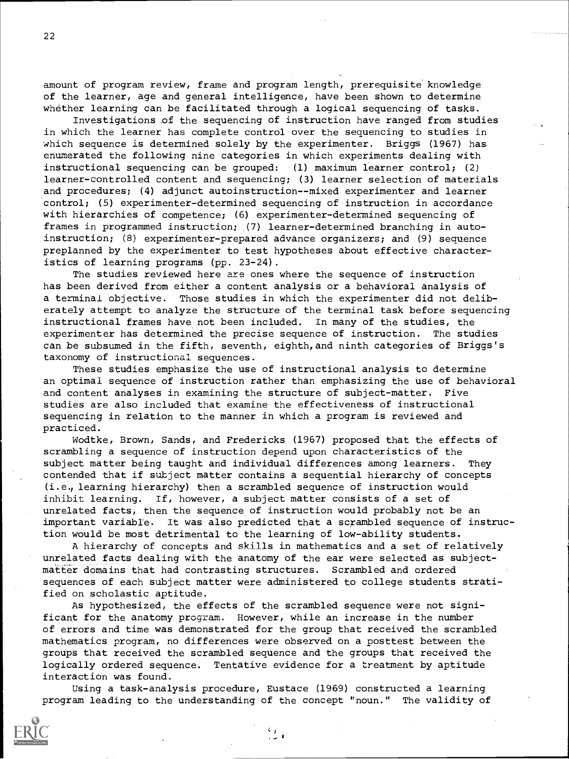amount of program review, frame and program length, prerequisite knowledge of the learner, age and general intelligence, have been shown to determine whether learning can be facilitated through a logical sequencing of tasks.

Investigations of the sequencing of instruction have ranged from studies in which the learner has complete control over the sequencing to studies in which sequence is determined solely by the experimenter. Briggs (1967) has enumerated the following nine categories in which experiments dealing with instructional sequencing can be grouped: (1) maximum learner control; (2) learner-controlled content and sequencing; (3) learner selection of materials and procedures; (4) adjunct autoinstruction--mixed experimenter and learner control; (5) experimenter-determined sequencing of instruction in accordance with hierarchies of competence; (6) experimenter-determined sequencing of frames in programmed instruction; (7) learner-determined branching in auto-instruction; (8) experimenter-prepared advance organizers; and (9) sequence preplanned by the experimenter to test hypotheses about effective characteristics of learning programs (pp. 23-24).

The studies reviewed here are ones where the sequence of instruction has been derived from either a content analysis or a behavioral analysis of a terminal objective. Those studies in which the experimenter did not deliberately attempt to analyze the structure of the terminal task before sequencing instructional frames have not been included. In many of the studies, the experimenter has determined the precise sequence of instruction. The studies can be subsumed in the fifth, seventh, eighth, and ninth categories of Briggs's taxonomy of instructional sequences.

These studies emphasize the use of instructional analysis to determine an optimal sequence of instruction rather than emphasizing the use of behavioral and content analyses in examining the structure of subject-matter. Five studies are also included that examine the effectiveness of instructional sequencing in relation to the manner in which a program is reviewed and practiced.

Wodtke, Brown, Sands, and Fredericks (1967) proposed that the effects of scrambling a sequence of instruction depend upon characteristics of the subject matter being taught and individual differences among learners. They contended that if subject matter contains a sequential hierarchy of concepts (i.e., learning hierarchy) then a scrambled sequence of instruction would inhibit learning. If, however, a subject matter consists of a set of unrelated facts, then the sequence of instruction would probably not be an important variable. It was also predicted that a scrambled sequence of instruction would be most detrimental to the learning of low-ability students.

A hierarchy of concepts and skills in mathematics and a set of relatively unrelated facts dealing with the anatomy of the ear were selected as subject-matter domains that had contrasting structures. Scrambled and ordered sequences of each subject matter were administered to college students stratified on scholastic aptitude.

As hypothesized, the effects of the scrambled sequence were not significant for the anatomy program. However, while an increase in the number of errors and time was demonstrated for the group that received the scrambled mathematics program, no differences were observed on a posttest between the groups that received the scrambled sequence and the groups that received the logically ordered sequence. Tentative evidence for a treatment by aptitude interaction was found.

Using a task-analysis procedure, Eustace (1969) constructed a learning program leading to the understanding of the concept "noun." The validity of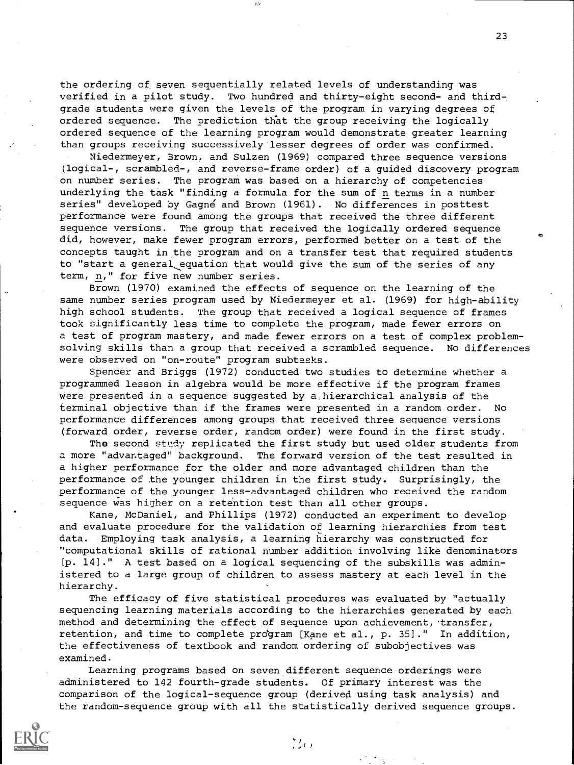the ordering of seven sequentially related levels of understanding was verified in a pilot study. Two hundred and thirty-eight second- and third-grade students were given the levels of the program in varying degrees of ordered sequence. The prediction that the group receiving the logically ordered sequence of the learning program would demonstrate greater learning than groups receiving successively lesser degrees of order was confirmed.

Niedermeyer, Brown, and Sulzen (1969) compared three sequence versions (logical-, scrambled-, and reverse-frame order) of a guided discovery program on number series. The program was based on a hierarchy of competencies underlying the task "finding a formula for the sum of n terms in a number series" developed by Gagné and Brown (1961). No differences in posttest performance were found among the groups that received the three different sequence versions. The group that received the logically ordered sequence did, however, make fewer program errors, performed better on a test of the concepts taught in the program and on a transfer test that required students to "start a general equation that would give the sum of the series of any term, n," for five new number series.

Brown (1970) examined the effects of sequence on the learning of the same number series program used by Niedermeyer et al. (1969) for high-ability high school students. The group that received a logical sequence of frames took significantly less time to complete the program, made fewer errors on a test of program mastery, and made fewer errors on a test of complex problem-solving skills than a group that received a scrambled sequence. No differences were observed on "on-route" program subtasks.

Spencer and Briggs (1972) conducted two studies to determine whether a programmed lesson in algebra would be more effective if the program frames were presented in a sequence suggested by a hierarchical analysis of the terminal objective than if the frames were presented in a random order. No performance differences among groups that received three sequence versions (forward order, reverse order, random order) were found in the first study.

The second study replicated the first study but used older students from a more "advantaged" background. The forward version of the test resulted in a higher performance for the older and more advantaged children than the performance of the younger children in the first study. Surprisingly, the performance of the younger less-advantaged children who received the random sequence was higher on a retention test than all other groups.

Kane, McDaniel, and Phillips (1972) conducted an experiment to develop and evaluate procedure for the validation of learning hierarchies from test data. Employing task analysis, a learning hierarchy was constructed for "computational skills of rational number addition involving like denominators [p. 14]." A test based on a logical sequencing of the subskills was administered to a large group of children to assess mastery at each level in the hierarchy.

The efficacy of five statistical procedures was evaluated by "actually sequencing learning materials according to the hierarchies generated by each method and determining the effect of sequence upon achievement, transfer, retention, and time to complete program [Kane et al., p. 35]." In addition, the effectiveness of textbook and random ordering of subobjectives was examined.

Learning programs based on seven different sequence orderings were administered to 142 fourth-grade students. Of primary interest was the comparison of the logical-sequence group (derived using task analysis) and the random-sequence group with all the statistically derived sequence groups.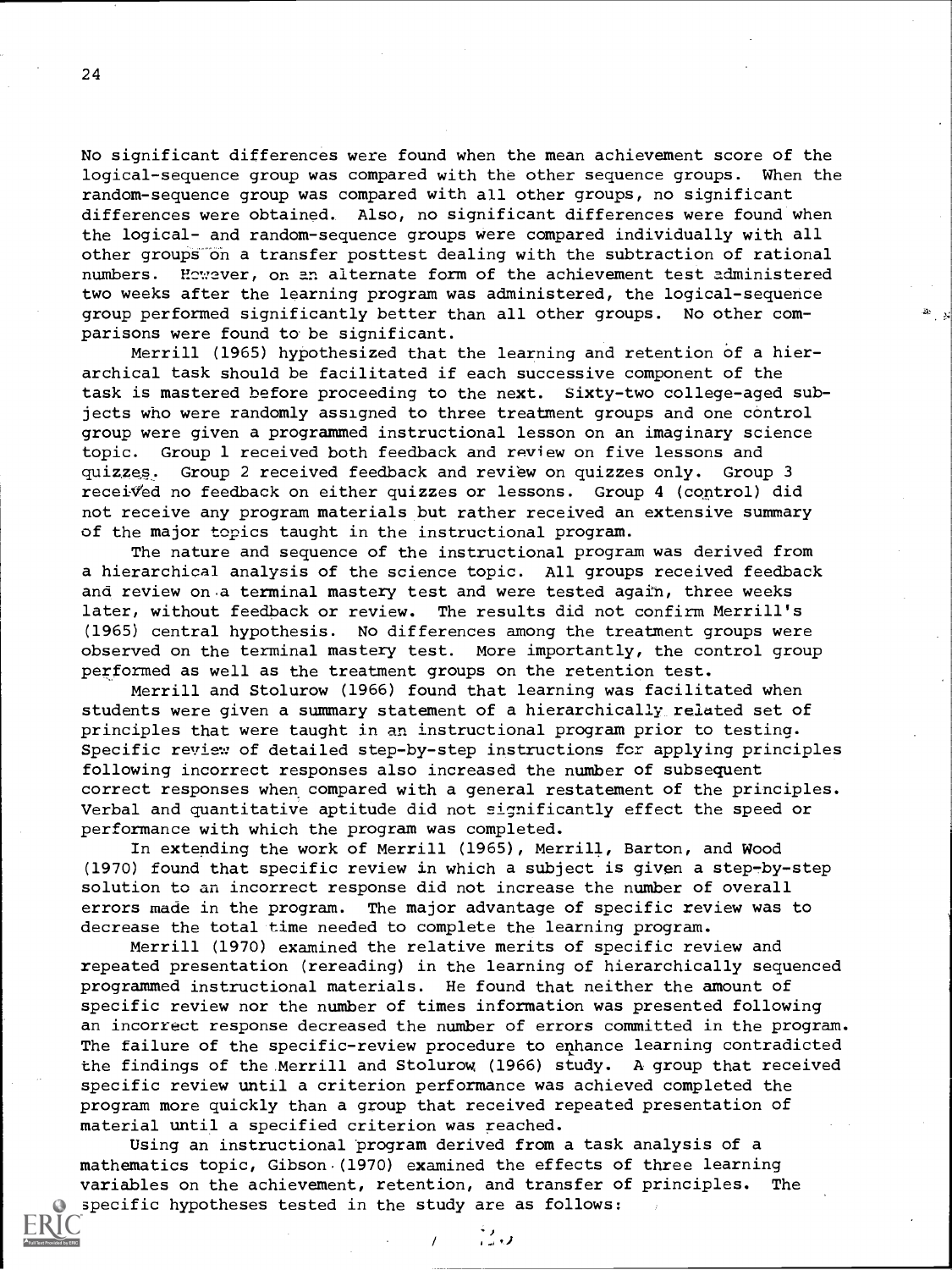No significant differences were found when the mean achievement score of the logical-sequence group was compared with the other sequence groups. When the random-sequence group was compared with all other groups, no significant differences were obtained. Also, no significant differences were found when the logical- and random-sequence groups were compared individually with all other groups on a transfer posttest dealing with the subtraction of rational numbers. However, on an alternate form of the achievement test administered two weeks after the learning program was administered, the logical-sequence group performed significantly better than all other groups. No other comparisons were found to be significant.

Merrill (1965) hypothesized that the learning and retention of a hierarchical task should be facilitated if each successive component of the task is mastered before proceeding to the next. Sixty-two college-aged subjects who were randomly assigned to three treatment groups and one control group were given a programmed instructional lesson on an imaginary science topic. Group 1 received both feedback and review on five lessons and quizzes. Group 2 received feedback and review on quizzes only. Group 3 received no feedback on either quizzes or lessons. Group 4 (control) did not receive any program materials but rather received an extensive summary of the major topics taught in the instructional program.

The nature and sequence of the instructional program was derived from a hierarchical analysis of the science topic. All groups received feedback and review on a terminal mastery test and were tested again, three weeks later, without feedback or review. The results did not confirm Merrill's (1965) central hypothesis. No differences among the treatment groups were observed on the terminal mastery test. More importantly, the control group performed as well as the treatment groups on the retention test.

Merrill and Stolurow (1966) found that learning was facilitated when students were given a summary statement of a hierarchically related set of principles that were taught in an instructional program prior to testing. Specific review of detailed step-by-step instructions for applying principles following incorrect responses also increased the number of subsequent correct responses when compared with a general restatement of the principles. Verbal and quantitative aptitude did not significantly effect the speed or performance with which the program was completed.

In extending the work of Merrill (1965), Merrill, Barton, and Wood (1970) found that specific review in which a subject is given a step-by-step solution to an incorrect response did not increase the number of overall errors made in the program. The major advantage of specific review was to decrease the total time needed to complete the learning program.

Merrill (1970) examined the relative merits of specific review and repeated presentation (rereading) in the learning of hierarchically sequenced programmed instructional materials. He found that neither the amount of specific review nor the number of times information was presented following an incorrect response decreased the number of errors committed in the program. The failure of the specific-review procedure to enhance learning contradicted the findings of the Merrill and Stolurow (1966) study. A group that received specific review until a criterion performance was achieved completed the program more quickly than a group that received repeated presentation of material until a specified criterion was reached.

Using an instructional program derived from a task analysis of a mathematics topic, Gibson (1970) examined the effects of three learning variables on the achievement, retention, and transfer of principles. The specific hypotheses tested in the study are as follows: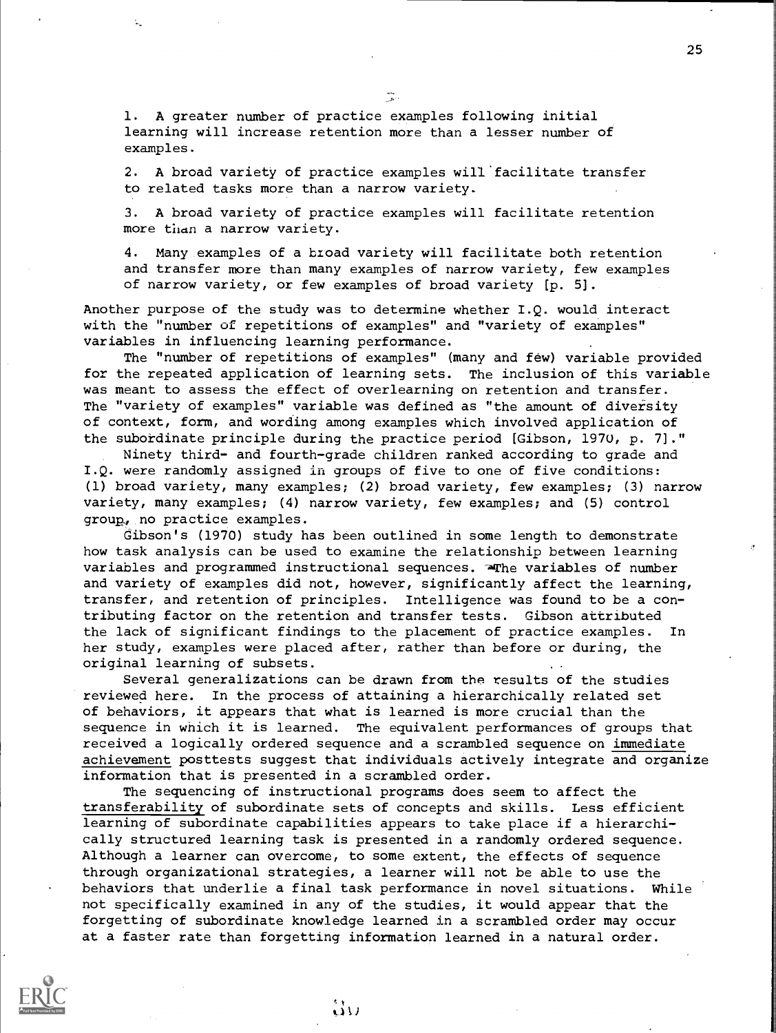1. A greater number of practice examples following initial learning will increase retention more than a lesser number of examples.

2. A broad variety of practice examples will facilitate transfer to related tasks more than a narrow variety.

3. A broad variety of practice examples will facilitate retention more than a narrow variety.

4. Many examples of a broad variety will facilitate both retention and transfer more than many examples of narrow variety, few examples of narrow variety, or few examples of broad variety [p. 5].

Another purpose of the study was to determine whether I.Q. would interact with the "number of repetitions of examples" and "variety of examples" variables in influencing learning performance.

The "number of repetitions of examples" (many and few) variable provided for the repeated application of learning sets. The inclusion of this variable was meant to assess the effect of overlearning on retention and transfer. The "variety of examples" variable was defined as "the amount of diversity of context, form, and wording among examples which involved application of the subordinate principle during the practice period [Gibson, 1970, p. 7]."

Ninety third- and fourth-grade children ranked according to grade and I.Q. were randomly assigned in groups of five to one of five conditions: (1) broad variety, many examples; (2) broad variety, few examples; (3) narrow variety, many examples; (4) narrow variety, few examples; and (5) control group, no practice examples.

Gibson's (1970) study has been outlined in some length to demonstrate how task analysis can be used to examine the relationship between learning variables and programmed instructional sequences. The variables of number and variety of examples did not, however, significantly affect the learning, transfer, and retention of principles. Intelligence was found to be a contributing factor on the retention and transfer tests. Gibson attributed the lack of significant findings to the placement of practice examples. In her study, examples were placed after, rather than before or during, the original learning of subsets.

Several generalizations can be drawn from the results of the studies reviewed here. In the process of attaining a hierarchically related set of behaviors, it appears that what is learned is more crucial than the sequence in which it is learned. The equivalent performances of groups that received a logically ordered sequence and a scrambled sequence on immediate achievement posttests suggest that individuals actively integrate and organize information that is presented in a scrambled order.

The sequencing of instructional programs does seem to affect the transferability of subordinate sets of concepts and skills. Less efficient learning of subordinate capabilities appears to take place if a hierarchically structured learning task is presented in a randomly ordered sequence. Although a learner can overcome, to some extent, the effects of sequence through organizational strategies, a learner will not be able to use the behaviors that underlie a final task performance in novel situations. While not specifically examined in any of the studies, it would appear that the forgetting of subordinate knowledge learned in a scrambled order may occur at a faster rate than forgetting information learned in a natural order.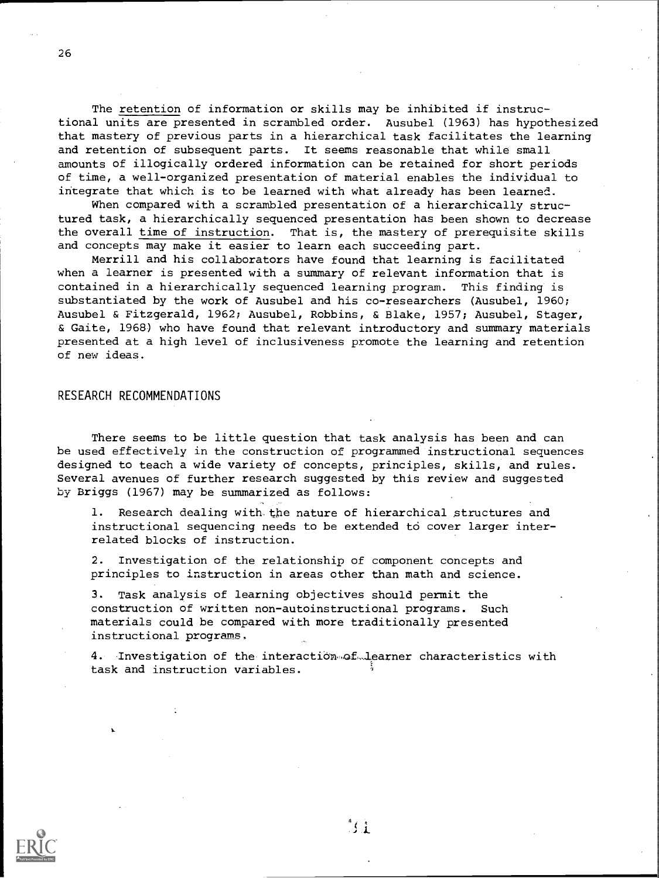The retention of information or skills may be inhibited if instructional units are presented in scrambled order. Ausubel (1963) has hypothesized that mastery of previous parts in a hierarchical task facilitates the learning and retention of subsequent parts. It seems reasonable that while small amounts of illogically ordered information can be retained for short periods of time, a well-organized presentation of material enables the individual to integrate that which is to be learned with what already has been learned.

When compared with a scrambled presentation of a hierarchically structured task, a hierarchically sequenced presentation has been shown to decrease the overall time of instruction. That is, the mastery of prerequisite skills and concepts may make it easier to learn each succeeding part.

Merrill and his collaborators have found that learning is facilitated when a learner is presented with a summary of relevant information that is contained in a hierarchically sequenced learning program. This finding is substantiated by the work of Ausubel and his co-researchers (Ausubel, 1960; Ausubel & Fitzgerald, 1962; Ausubel, Robbins, & Blake, 1957; Ausubel, Stager, & Gaite, 1968) who have found that relevant introductory and summary materials presented at a high level of inclusiveness promote the learning and retention of new ideas.

## RESEARCH RECOMMENDATIONS

There seems to be little question that task analysis has been and can be used effectively in the construction of programmed instructional sequences designed to teach a wide variety of concepts, principles, skills, and rules. Several avenues of further research suggested by this review and suggested by Briggs (1967) may be summarized as follows:

1. Research dealing with the nature of hierarchical structures and instructional sequencing needs to be extended to cover larger interrelated blocks of instruction.

2. Investigation of the relationship of component concepts and principles to instruction in areas other than math and science.

3. Task analysis of learning objectives should permit the construction of written non-autoinstructional programs. Such materials could be compared with more traditionally presented instructional programs.

4. Investigation of the interaction of learner characteristics with task and instruction variables.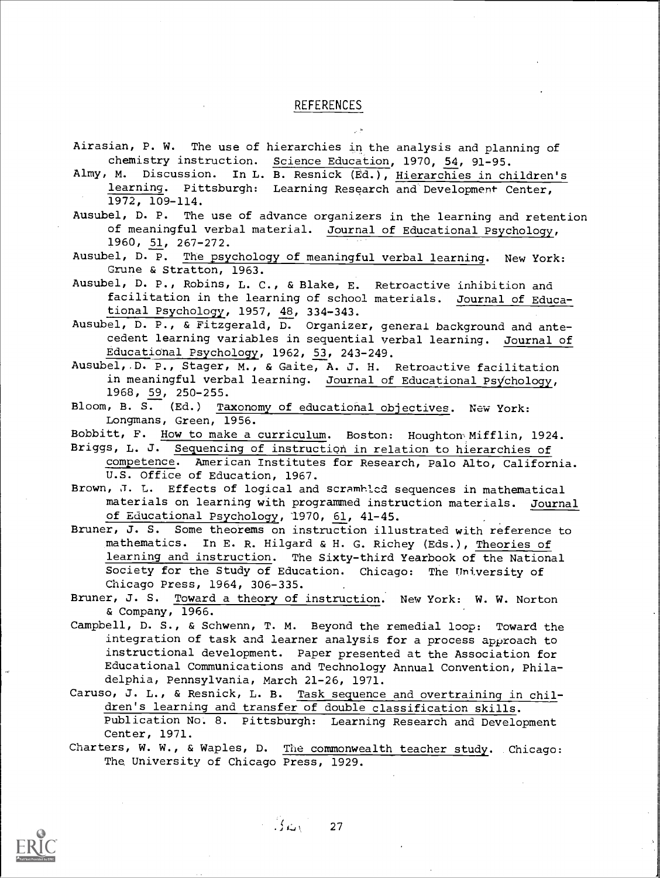## REFERENCES

Airasian, P. W. The use of hierarchies in the analysis and planning of chemistry instruction. Science Education, 1970, 54, 91-95.

Almy, M. Discussion. In L. B. Resnick (Ed.), Hierarchies in children's learning. Pittsburgh: Learning Research and Development Center, 1972, 109-114.

Ausubel, D. P. The use of advance organizers in the learning and retention of meaningful verbal material. Journal of Educational Psychology, 1960, 51, 267-272.

Ausubel, D. P. The psychology of meaningful verbal learning. New York: Grune & Stratton, 1963.

Ausubel, D. P., Robins, L. C., & Blake, E. Retroactive inhibition and facilitation in the learning of school materials. Journal of Educational Psychology, 1957, 48, 334-343.

Ausubel, D. P., & Fitzgerald, D. Organizer, general background and antecedent learning variables in sequential verbal learning. Journal of Educational Psychology, 1962, 53, 243-249.

Ausubel, D. P., Stager, M., & Gaite, A. J. H. Retroactive facilitation in meaningful verbal learning. Journal of Educational Psychology, 1968, 59, 250-255.

Bloom, B. S. (Ed.) Taxonomy of educational objectives. New York: Longmans, Green, 1956.

Bobbitt, F. How to make a curriculum. Boston: Houghton Mifflin, 1924.

Briggs, L. J. Sequencing of instruction in relation to hierarchies of competence. American Institutes for Research, Palo Alto, California. U.S. Office of Education, 1967.

Brown, J. L. Effects of logical and scrambled sequences in mathematical materials on learning with programmed instruction materials. Journal of Educational Psychology, 1970, 61, 41-45.

Bruner, J. S. Some theorems on instruction illustrated with reference to mathematics. In E. R. Hilgard & H. G. Richey (Eds.), Theories of learning and instruction. The Sixty-third Yearbook of the National Society for the Study of Education. Chicago: The University of Chicago Press, 1964, 306-335.

Bruner, J. S. Toward a theory of instruction. New York: W. W. Norton & Company, 1966.

Campbell, D. S., & Schwenn, T. M. Beyond the remedial loop: Toward the integration of task and learner analysis for a process approach to instructional development. Paper presented at the Association for Educational Communications and Technology Annual Convention, Philadelphia, Pennsylvania, March 21-26, 1971.

Caruso, J. L., & Resnick, L. B. Task sequence and overtraining in children's learning and transfer of double classification skills. Publication No. 8. Pittsburgh: Learning Research and Development Center, 1971.

Charters, W. W., & Waples, D. The commonwealth teacher study. Chicago: The University of Chicago Press, 1929.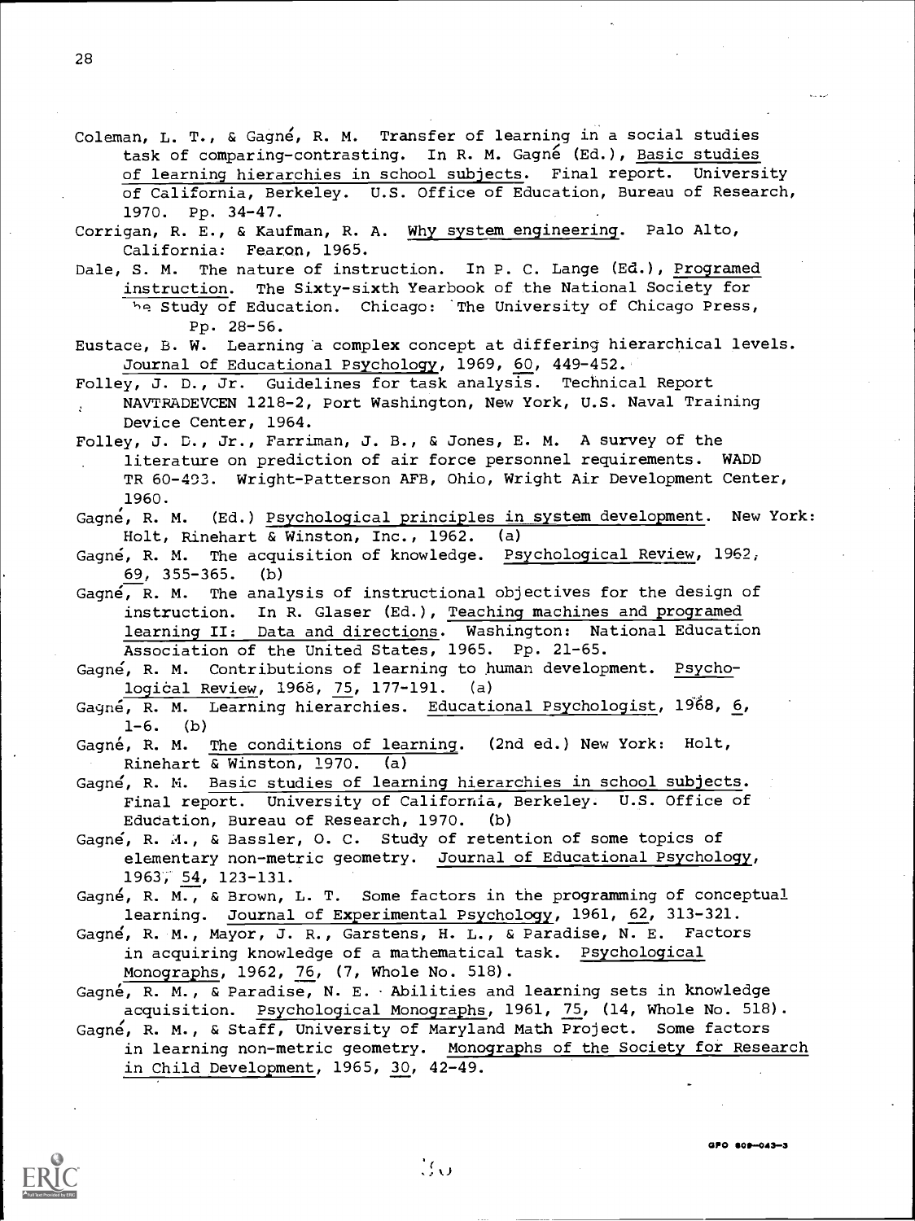Coleman, L. T., & Gagné, R. M. Transfer of learning in a social studies task of comparing-contrasting. In R. M. Gagné (Ed.), Basic studies of learning hierarchies in school subjects. Final report. University of California, Berkeley. U.S. Office of Education, Bureau of Research, 1970. Pp. 34-47.

Corrigan, R. E., & Kaufman, R. A. Why system engineering. Palo Alto, California: Fearon, 1965.

Dale, S. M. The nature of instruction. In P. C. Lange (Ed.), Programed instruction. The Sixty-sixth Yearbook of the National Society for the Study of Education. Chicago: The University of Chicago Press, Pp. 28-56.

Eustace, B. W. Learning a complex concept at differing hierarchical levels. Journal of Educational Psychology, 1969, 60, 449-452.

Folley, J. D., Jr. Guidelines for task analysis. Technical Report NAVTRADEVCEN 1218-2, Port Washington, New York, U.S. Naval Training Device Center, 1964.

Folley, J. D., Jr., Farriman, J. B., & Jones, E. M. A survey of the literature on prediction of air force personnel requirements. WADD TR 60-493. Wright-Patterson AFB, Ohio, Wright Air Development Center, 1960.

Gagné, R. M. (Ed.) Psychological principles in system development. New York: Holt, Rinehart & Winston, Inc., 1962. (a)

Gagné, R. M. The acquisition of knowledge. Psychological Review, 1962, 69, 355-365. (b)

Gagné, R. M. The analysis of instructional objectives for the design of instruction. In R. Glaser (Ed.), Teaching machines and programed learning II: Data and directions. Washington: National Education Association of the United States, 1965. Pp. 21-65.

Gagné, R. M. Contributions of learning to human development. Psychological Review, 1968, 75, 177-191. (a)

Gagné, R. M. Learning hierarchies. Educational Psychologist, 1968, 6, 1-6. (b)

Gagné, R. M. The conditions of learning. (2nd ed.) New York: Holt, Rinehart & Winston, 1970. (a)

Gagné, R. M. Basic studies of learning hierarchies in school subjects. Final report. University of California, Berkeley. U.S. Office of Education, Bureau of Research, 1970. (b)

Gagné, R. M., & Bassler, O. C. Study of retention of some topics of elementary non-metric geometry. Journal of Educational Psychology, 1963, 54, 123-131.

Gagné, R. M., & Brown, L. T. Some factors in the programming of conceptual learning. Journal of Experimental Psychology, 1961, 62, 313-321.

Gagné, R. M., Mayor, J. R., Garstens, H. L., & Paradise, N. E. Factors in acquiring knowledge of a mathematical task. Psychological Monographs, 1962, 76, (7, Whole No. 518).

Gagné, R. M., & Paradise, N. E. Abilities and learning sets in knowledge acquisition. Psychological Monographs, 1961, 75, (14, Whole No. 518).

Gagné, R. M., & Staff, University of Maryland Math Project. Some factors in learning non-metric geometry. Monographs of the Society for Research in Child Development, 1965, 30, 42-49.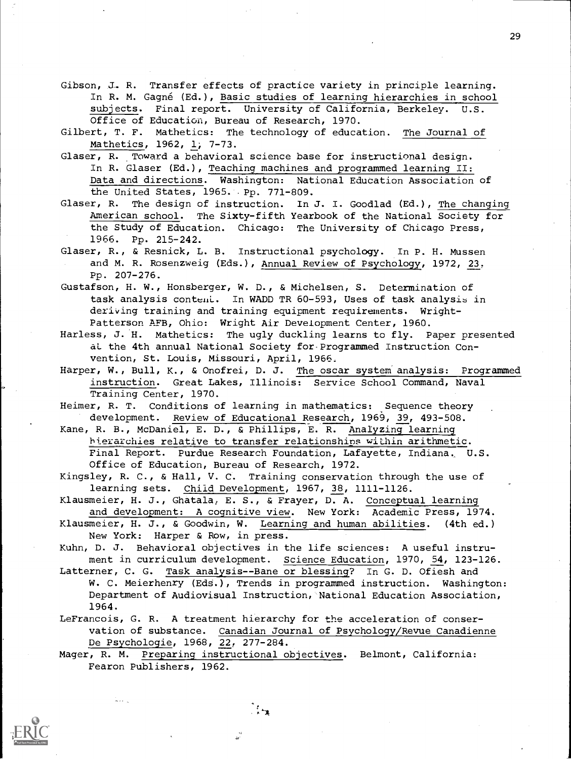Gibson, J. R. Transfer effects of practice variety in principle learning. In R. M. Gagné (Ed.), Basic studies of learning hierarchies in school subjects. Final report. University of California, Berkeley. U.S. Office of Education, Bureau of Research, 1970.

Gilbert, T. F. Mathetics: The technology of education. The Journal of Mathetics, 1962, 1, 7-73.

Glaser, R. Toward a behavioral science base for instructional design. In R. Glaser (Ed.), Teaching machines and programmed learning II: Data and directions. Washington: National Education Association of the United States, 1965. Pp. 771-809.

Glaser, R. The design of instruction. In J. I. Goodlad (Ed.), The changing American school. The Sixty-fifth Yearbook of the National Society for the Study of Education. Chicago: The University of Chicago Press, 1966. Pp. 215-242.

Glaser, R., & Resnick, L. B. Instructional psychology. In P. H. Mussen and M. R. Rosenzweig (Eds.), Annual Review of Psychology, 1972, 23. Pp. 207-276.

Gustafson, H. W., Honsberger, W. D., & Michelsen, S. Determination of task analysis content. In WADD TR 60-593, Uses of task analysis in deriving training and training equipment requirements. Wright-Patterson AFB, Ohio: Wright Air Development Center, 1960.

Harless, J. H. Mathetics: The ugly duckling learns to fly. Paper presented at the 4th annual National Society for Programmed Instruction Convention, St. Louis, Missouri, April, 1966.

Harper, W., Bull, K., & Onofrei, D. J. The oscar system analysis: Programmed instruction. Great Lakes, Illinois: Service School Command, Naval Training Center, 1970.

Heimer, R. T. Conditions of learning in mathematics: Sequence theory development. Review of Educational Research, 1969, 39, 493-508.

Kane, R. B., McDaniel, E. D., & Phillips, E. R. Analyzing learning hierarchies relative to transfer relationships within arithmetic. Final Report. Purdue Research Foundation, Lafayette, Indiana. U.S. Office of Education, Bureau of Research, 1972.

Kingsley, R. C., & Hall, V. C. Training conservation through the use of learning sets. Child Development, 1967, 38, 1111-1126.

Klausmeier, H. J., Ghatala, E. S., & Frayer, D. A. Conceptual learning and development: A cognitive view. New York: Academic Press, 1974.

Klausmeier, H. J., & Goodwin, W. Learning and human abilities. (4th ed.) New York: Harper & Row, in press.

Kuhn, D. J. Behavioral objectives in the life sciences: A useful instrument in curriculum development. Science Education, 1970, 54, 123-126.

Latterner, C. G. Task analysis--Bane or blessing? In G. D. Ofiesh and W. C. Meierhenry (Eds.), Trends in programmed instruction. Washington: Department of Audiovisual Instruction, National Education Association, 1964.

LeFrancois, G. R. A treatment hierarchy for the acceleration of conservation of substance. Canadian Journal of Psychology/Revue Canadienne De Psychologie, 1968, 22, 277-284.

Mager, R. M. Preparing instructional objectives. Belmont, California: Fearon Publishers, 1962.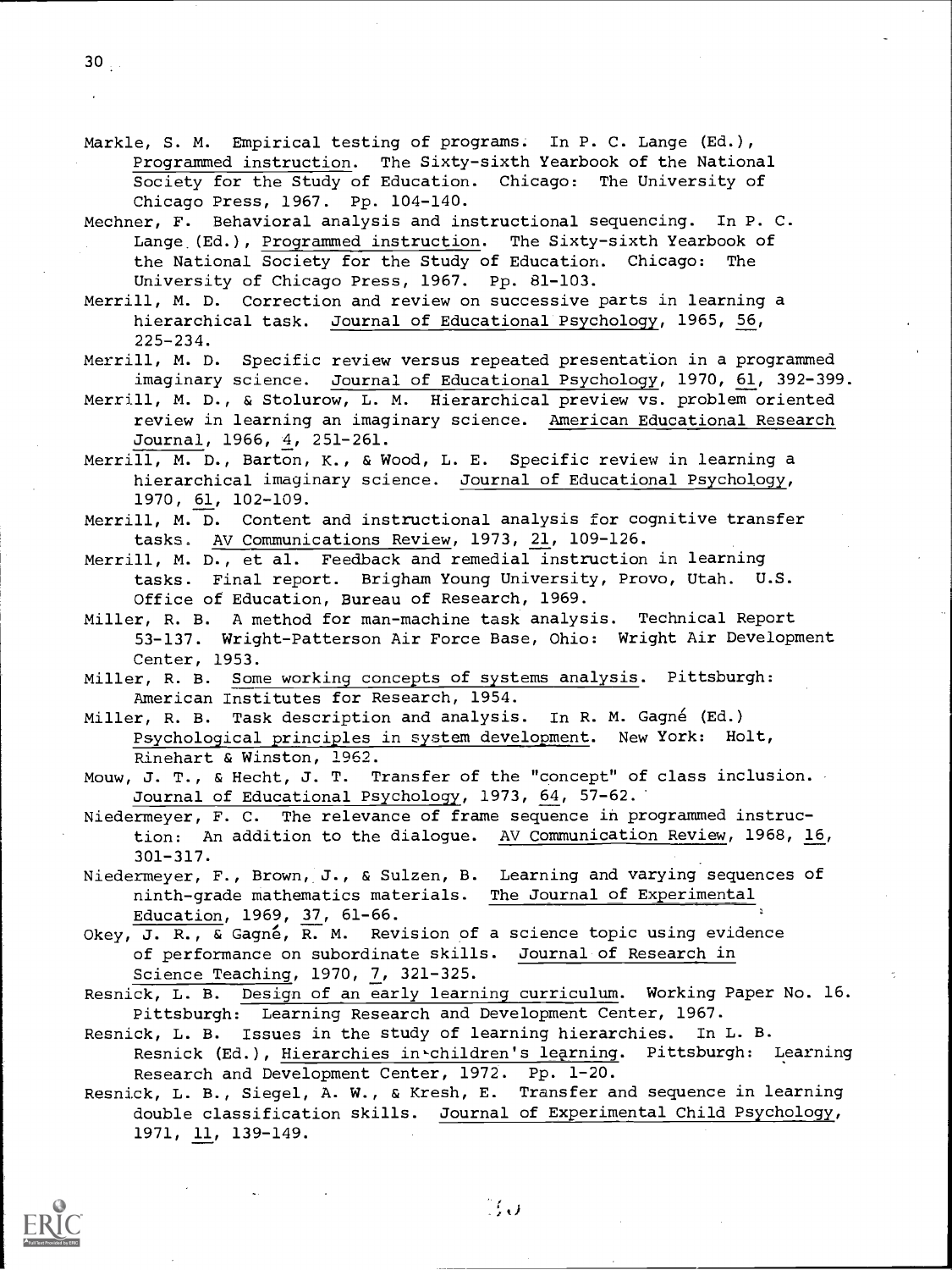Markle, S. M. Empirical testing of programs. In P. C. Lange (Ed.), Programmed instruction. The Sixty-sixth Yearbook of the National Society for the Study of Education. Chicago: The University of Chicago Press, 1967. Pp. 104-140.

Mechner, F. Behavioral analysis and instructional sequencing. In P. C. Lange (Ed.), Programmed instruction. The Sixty-sixth Yearbook of the National Society for the Study of Education. Chicago: The University of Chicago Press, 1967. Pp. 81-103.

Merrill, M. D. Correction and review on successive parts in learning a hierarchical task. Journal of Educational Psychology, 1965, 56, 225-234.

Merrill, M. D. Specific review versus repeated presentation in a programmed imaginary science. Journal of Educational Psychology, 1970, 61, 392-399.

Merrill, M. D., & Stolurow, L. M. Hierarchical preview vs. problem oriented review in learning an imaginary science. American Educational Research Journal, 1966, 4, 251-261.

Merrill, M. D., Barton, K., & Wood, L. E. Specific review in learning a hierarchical imaginary science. Journal of Educational Psychology, 1970, 61, 102-109.

Merrill, M. D. Content and instructional analysis for cognitive transfer tasks. AV Communications Review, 1973, 21, 109-126.

Merrill, M. D., et al. Feedback and remedial instruction in learning tasks. Final report. Brigham Young University, Provo, Utah. U.S. Office of Education, Bureau of Research, 1969.

Miller, R. B. A method for man-machine task analysis. Technical Report 53-137. Wright-Patterson Air Force Base, Ohio: Wright Air Development Center, 1953.

Miller, R. B. Some working concepts of systems analysis. Pittsburgh: American Institutes for Research, 1954.

Miller, R. B. Task description and analysis. In R. M. Gagné (Ed.) Psychological principles in system development. New York: Holt, Rinehart & Winston, 1962.

Mouw, J. T., & Hecht, J. T. Transfer of the "concept" of class inclusion. Journal of Educational Psychology, 1973, 64, 57-62.

Niedermeyer, F. C. The relevance of frame sequence in programmed instruction: An addition to the dialogue. AV Communication Review, 1968, 16, 301-317.

Niedermeyer, F., Brown, J., & Sulzen, B. Learning and varying sequences of ninth-grade mathematics materials. The Journal of Experimental Education, 1969, 37, 61-66.

Okey, J. R., & Gagné, R. M. Revision of a science topic using evidence of performance on subordinate skills. Journal of Research in Science Teaching, 1970, 7, 321-325.

Resnick, L. B. Design of an early learning curriculum. Working Paper No. 16. Pittsburgh: Learning Research and Development Center, 1967.

Resnick, L. B. Issues in the study of learning hierarchies. In L. B. Resnick (Ed.), Hierarchies in children's learning. Pittsburgh: Learning Research and Development Center, 1972. Pp. 1-20.

Resnick, L. B., Siegel, A. W., & Kresh, E. Transfer and sequence in learning double classification skills. Journal of Experimental Child Psychology, 1971, 11, 139-149.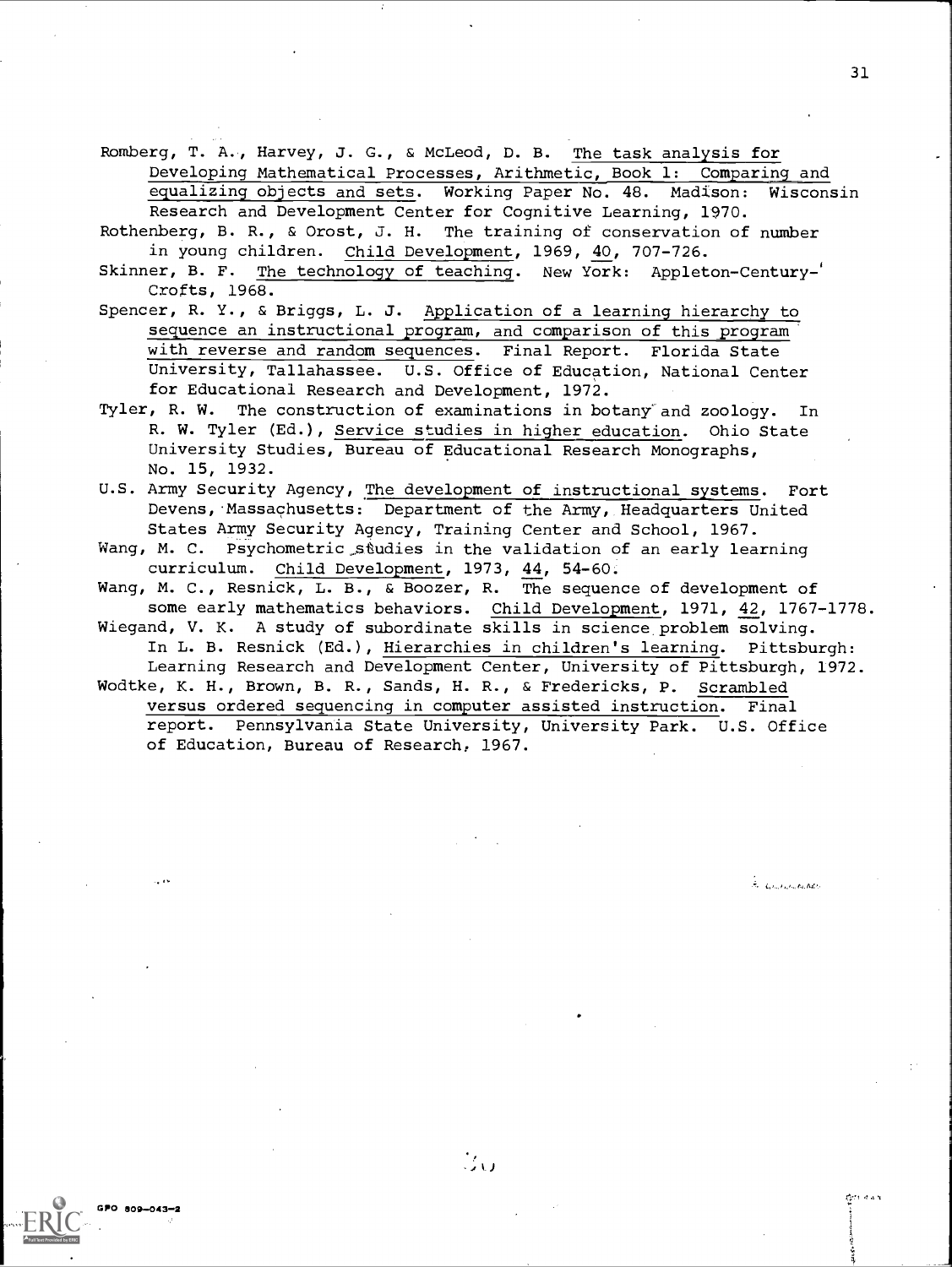Romberg, T. A., Harvey, J. G., & McLeod, D. B. The task analysis for Developing Mathematical Processes, Arithmetic, Book 1: Comparing and equalizing objects and sets. Working Paper No. 48. Madison: Wisconsin Research and Development Center for Cognitive Learning, 1970.

Rothenberg, B. R., & Orost, J. H. The training of conservation of number in young children. Child Development, 1969, 40, 707-726.

Skinner, B. F. The technology of teaching. New York: Appleton-Century-Crofts, 1968.

Spencer, R. Y., & Briggs, L. J. Application of a learning hierarchy to sequence an instructional program, and comparison of this program with reverse and random sequences. Final Report. Florida State University, Tallahassee. U.S. Office of Education, National Center for Educational Research and Development, 1972.

Tyler, R. W. The construction of examinations in botany and zoology. In R. W. Tyler (Ed.), Service studies in higher education. Ohio State University Studies, Bureau of Educational Research Monographs, No. 15, 1932.

U.S. Army Security Agency, The development of instructional systems. Fort Devens, Massachusetts: Department of the Army, Headquarters United States Army Security Agency, Training Center and School, 1967.

Wang, M. C. Psychometric studies in the validation of an early learning curriculum. Child Development, 1973, 44, 54-60.

Wang, M. C., Resnick, L. B., & Boozer, R. The sequence of development of some early mathematics behaviors. Child Development, 1971, 42, 1767-1778.

Wiegand, V. K. A study of subordinate skills in science problem solving. In L. B. Resnick (Ed.), Hierarchies in children's learning. Pittsburgh: Learning Research and Development Center, University of Pittsburgh, 1972.

Wodtke, K. H., Brown, B. R., Sands, H. R., & Fredericks, P. Scrambled versus ordered sequencing in computer assisted instruction. Final report. Pennsylvania State University, University Park. U.S. Office of Education, Bureau of Research, 1967.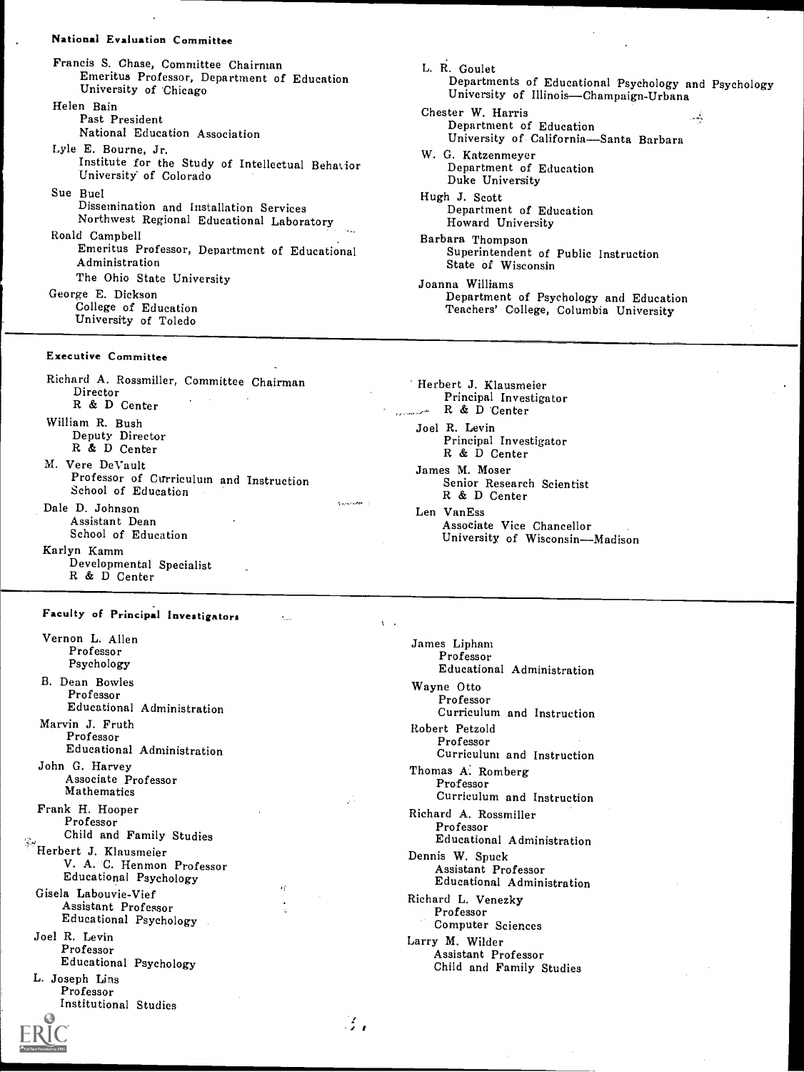### National Evaluation Committee

Francis S. Chase, Committee Chairman
Emeritus Professor, Department of Education
University of Chicago

Helen Bain
Past President
National Education Association

Lyle E. Bourne, Jr.
Institute for the Study of Intellectual Behavior
University of Colorado

Sue Buel
Dissemination and Installation Services
Northwest Regional Educational Laboratory

Roald Campbell
Emeritus Professor, Department of Educational Administration
The Ohio State University

George E. Dickson
College of Education
University of Toledo

L. R. Goulet
Departments of Educational Psychology and Psychology
University of Illinois—Champaign-Urbana

Chester W. Harris
Department of Education
University of California—Santa Barbara

W. G. Katzenmeyer
Department of Education
Duke University

Hugh J. Scott
Department of Education
Howard University

Barbara Thompson
Superintendent of Public Instruction
State of Wisconsin

Joanna Williams
Department of Psychology and Education
Teachers' College, Columbia University

### Executive Committee

Richard A. Rossmiller, Committee Chairman
Director
R & D Center

William R. Bush
Deputy Director
R & D Center

M. Vere DeVault
Professor of Curriculum and Instruction
School of Education

Dale D. Johnson
Assistant Dean
School of Education

Karlyn Kamm
Developmental Specialist
R & D Center

Herbert J. Klausmeier
Principal Investigator
R & D Center

Joel R. Levin
Principal Investigator
R & D Center

James M. Moser
Senior Research Scientist
R & D Center

Len VanEss
Associate Vice Chancellor
University of Wisconsin—Madison

### Faculty of Principal Investigators

Vernon L. Allen
Professor
Psychology

B. Dean Bowles
Professor
Educational Administration

Marvin J. Fruth
Professor
Educational Administration

John G. Harvey
Associate Professor
Mathematics

Frank H. Hooper
Professor
Child and Family Studies

Herbert J. Klausmeier
V. A. C. Henmon Professor
Educational Psychology

Gisela Labouvie-Vief
Assistant Professor
Educational Psychology

Joel R. Levin
Professor
Educational Psychology

L. Joseph Lins
Professor
Institutional Studies

James Lipham
Professor
Educational Administration

Wayne Otto
Professor
Curriculum and Instruction

Robert Petzold
Professor
Curriculum and Instruction

Thomas A. Romberg
Professor
Curriculum and Instruction

Richard A. Rossmiller
Professor
Educational Administration

Dennis W. Spuck
Assistant Professor
Educational Administration

Richard L. Venezky
Professor
Computer Sciences

Larry M. Wilder
Assistant Professor
Child and Family Studies